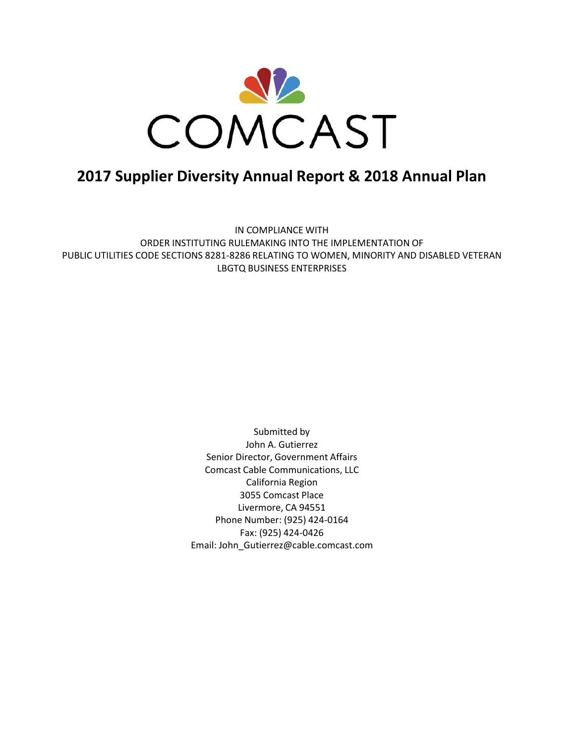COMCAST

# 2017 Supplier Diversity Annual Report & 2018 Annual Plan

IN COMPLIANCE WITH
ORDER INSTITUTING RULEMAKING INTO THE IMPLEMENTATION OF
PUBLIC UTILITIES CODE SECTIONS 8281-8286 RELATING TO WOMEN, MINORITY AND DISABLED VETERAN
LBGTQ BUSINESS ENTERPRISES

Submitted by
John A. Gutierrez
Senior Director, Government Affairs
Comcast Cable Communications, LLC
California Region
3055 Comcast Place
Livermore, CA 94551
Phone Number: (925) 424-0164
Fax: (925) 424-0426
Email: John_Gutierrez@cable.comcast.com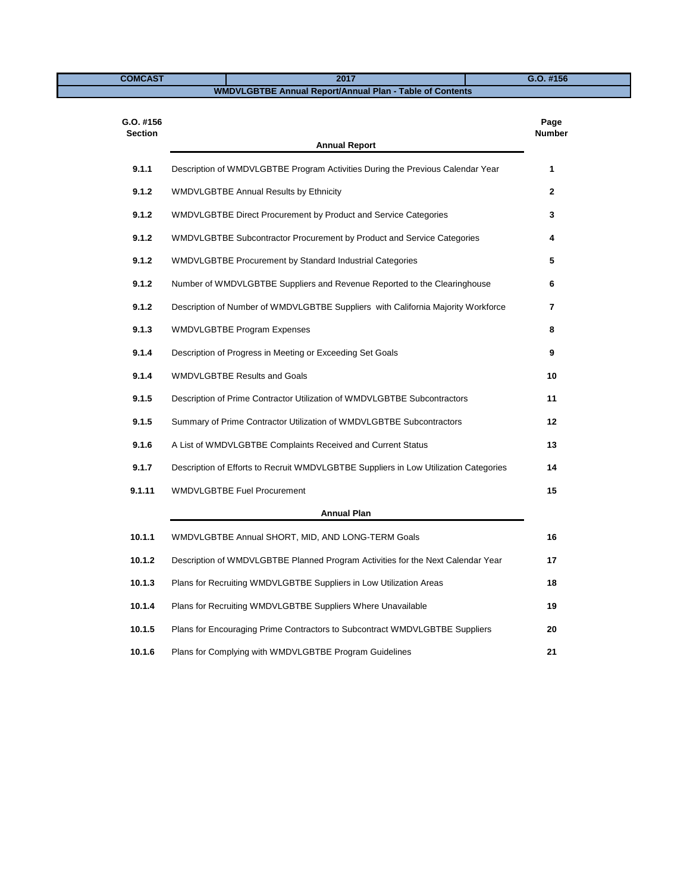| COMCAST | 2017 | G.O. #156 |
|---|---|---|
| WMDVLGBTBE Annual Report/Annual Plan - Table of Contents | | |

| G.O. #156 Section | Annual Report | Page Number |
|---|---|---|
| 9.1.1 | Description of WMDVLGBTBE Program Activities During the Previous Calendar Year | 1 |
| 9.1.2 | WMDVLGBTBE Annual Results by Ethnicity | 2 |
| 9.1.2 | WMDVLGBTBE Direct Procurement by Product and Service Categories | 3 |
| 9.1.2 | WMDVLGBTBE Subcontractor Procurement by Product and Service Categories | 4 |
| 9.1.2 | WMDVLGBTBE Procurement by Standard Industrial Categories | 5 |
| 9.1.2 | Number of WMDVLGBTBE Suppliers and Revenue Reported to the Clearinghouse | 6 |
| 9.1.2 | Description of Number of WMDVLGBTBE Suppliers with California Majority Workforce | 7 |
| 9.1.3 | WMDVLGBTBE Program Expenses | 8 |
| 9.1.4 | Description of Progress in Meeting or Exceeding Set Goals | 9 |
| 9.1.4 | WMDVLGBTBE Results and Goals | 10 |
| 9.1.5 | Description of Prime Contractor Utilization of WMDVLGBTBE Subcontractors | 11 |
| 9.1.5 | Summary of Prime Contractor Utilization of WMDVLGBTBE Subcontractors | 12 |
| 9.1.6 | A List of WMDVLGBTBE Complaints Received and Current Status | 13 |
| 9.1.7 | Description of Efforts to Recruit WMDVLGBTBE Suppliers in Low Utilization Categories | 14 |
| 9.1.11 | WMDVLGBTBE Fuel Procurement | 15 |
| | **Annual Plan** | |
| 10.1.1 | WMDVLGBTBE Annual SHORT, MID, AND LONG-TERM Goals | 16 |
| 10.1.2 | Description of WMDVLGBTBE Planned Program Activities for the Next Calendar Year | 17 |
| 10.1.3 | Plans for Recruiting WMDVLGBTBE Suppliers in Low Utilization Areas | 18 |
| 10.1.4 | Plans for Recruiting WMDVLGBTBE Suppliers Where Unavailable | 19 |
| 10.1.5 | Plans for Encouraging Prime Contractors to Subcontract WMDVLGBTBE Suppliers | 20 |
| 10.1.6 | Plans for Complying with WMDVLGBTBE Program Guidelines | 21 |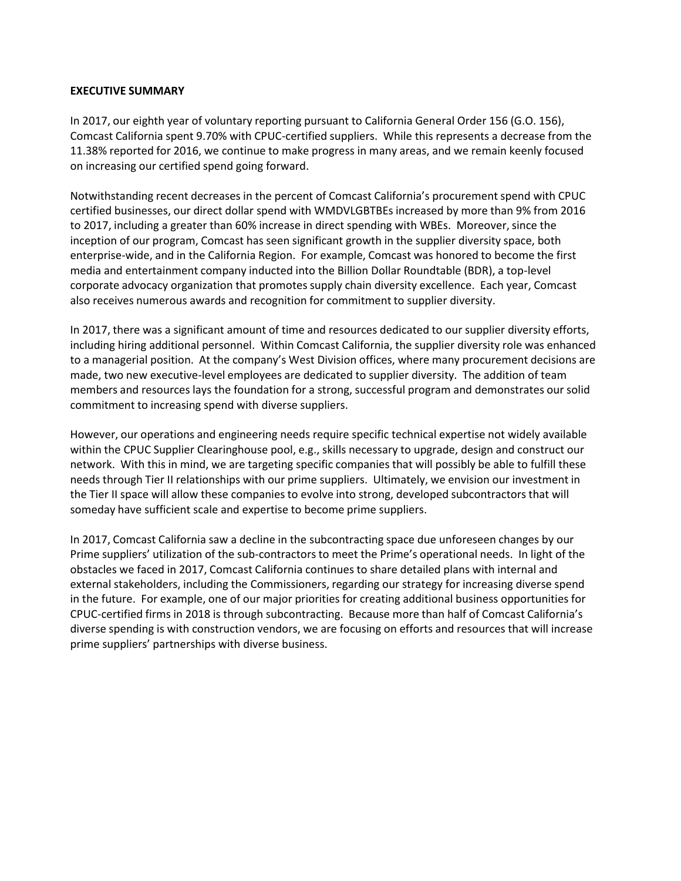**EXECUTIVE SUMMARY**

In 2017, our eighth year of voluntary reporting pursuant to California General Order 156 (G.O. 156), Comcast California spent 9.70% with CPUC-certified suppliers. While this represents a decrease from the 11.38% reported for 2016, we continue to make progress in many areas, and we remain keenly focused on increasing our certified spend going forward.

Notwithstanding recent decreases in the percent of Comcast California's procurement spend with CPUC certified businesses, our direct dollar spend with WMDVLGBTBEs increased by more than 9% from 2016 to 2017, including a greater than 60% increase in direct spending with WBEs. Moreover, since the inception of our program, Comcast has seen significant growth in the supplier diversity space, both enterprise-wide, and in the California Region. For example, Comcast was honored to become the first media and entertainment company inducted into the Billion Dollar Roundtable (BDR), a top-level corporate advocacy organization that promotes supply chain diversity excellence. Each year, Comcast also receives numerous awards and recognition for commitment to supplier diversity.

In 2017, there was a significant amount of time and resources dedicated to our supplier diversity efforts, including hiring additional personnel. Within Comcast California, the supplier diversity role was enhanced to a managerial position. At the company's West Division offices, where many procurement decisions are made, two new executive-level employees are dedicated to supplier diversity. The addition of team members and resources lays the foundation for a strong, successful program and demonstrates our solid commitment to increasing spend with diverse suppliers.

However, our operations and engineering needs require specific technical expertise not widely available within the CPUC Supplier Clearinghouse pool, e.g., skills necessary to upgrade, design and construct our network. With this in mind, we are targeting specific companies that will possibly be able to fulfill these needs through Tier II relationships with our prime suppliers. Ultimately, we envision our investment in the Tier II space will allow these companies to evolve into strong, developed subcontractors that will someday have sufficient scale and expertise to become prime suppliers.

In 2017, Comcast California saw a decline in the subcontracting space due unforeseen changes by our Prime suppliers' utilization of the sub-contractors to meet the Prime's operational needs. In light of the obstacles we faced in 2017, Comcast California continues to share detailed plans with internal and external stakeholders, including the Commissioners, regarding our strategy for increasing diverse spend in the future. For example, one of our major priorities for creating additional business opportunities for CPUC-certified firms in 2018 is through subcontracting. Because more than half of Comcast California's diverse spending is with construction vendors, we are focusing on efforts and resources that will increase prime suppliers' partnerships with diverse business.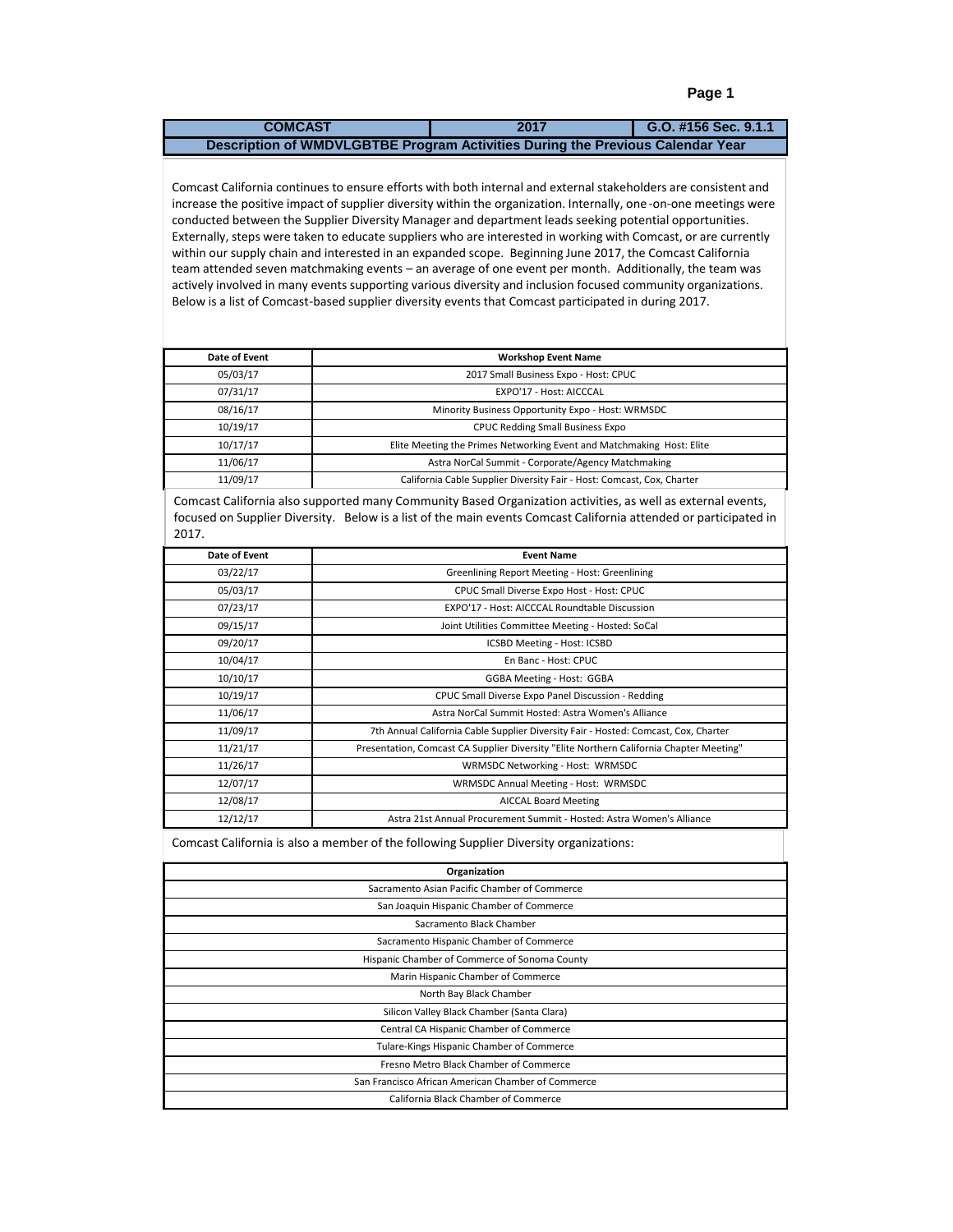| COMCAST | 2017 | G.O. #156 Sec. 9.1.1 |
|---|---|---|
| **Description of WMDVLGBTBE Program Activities During the Previous Calendar Year** | | |

Comcast California continues to ensure efforts with both internal and external stakeholders are consistent and increase the positive impact of supplier diversity within the organization. Internally, one-on-one meetings were conducted between the Supplier Diversity Manager and department leads seeking potential opportunities. Externally, steps were taken to educate suppliers who are interested in working with Comcast, or are currently within our supply chain and interested in an expanded scope. Beginning June 2017, the Comcast California team attended seven matchmaking events – an average of one event per month. Additionally, the team was actively involved in many events supporting various diversity and inclusion focused community organizations. Below is a list of Comcast-based supplier diversity events that Comcast participated in during 2017.

| Date of Event | Workshop Event Name |
|---|---|
| 05/03/17 | 2017 Small Business Expo - Host: CPUC |
| 07/31/17 | EXPO'17 - Host: AICCCAL |
| 08/16/17 | Minority Business Opportunity Expo - Host: WRMSDC |
| 10/19/17 | CPUC Redding Small Business Expo |
| 10/17/17 | Elite Meeting the Primes Networking Event and Matchmaking Host: Elite |
| 11/06/17 | Astra NorCal Summit - Corporate/Agency Matchmaking |
| 11/09/17 | California Cable Supplier Diversity Fair - Host: Comcast, Cox, Charter |

Comcast California also supported many Community Based Organization activities, as well as external events, focused on Supplier Diversity. Below is a list of the main events Comcast California attended or participated in 2017.

| Date of Event | Event Name |
|---|---|
| 03/22/17 | Greenlining Report Meeting - Host: Greenlining |
| 05/03/17 | CPUC Small Diverse Expo Host - Host: CPUC |
| 07/23/17 | EXPO'17 - Host: AICCCAL Roundtable Discussion |
| 09/15/17 | Joint Utilities Committee Meeting - Hosted: SoCal |
| 09/20/17 | ICSBD Meeting - Host: ICSBD |
| 10/04/17 | En Banc - Host: CPUC |
| 10/10/17 | GGBA Meeting - Host: GGBA |
| 10/19/17 | CPUC Small Diverse Expo Panel Discussion - Redding |
| 11/06/17 | Astra NorCal Summit Hosted: Astra Women's Alliance |
| 11/09/17 | 7th Annual California Cable Supplier Diversity Fair - Hosted: Comcast, Cox, Charter |
| 11/21/17 | Presentation, Comcast CA Supplier Diversity "Elite Northern California Chapter Meeting" |
| 11/26/17 | WRMSDC Networking - Host: WRMSDC |
| 12/07/17 | WRMSDC Annual Meeting - Host: WRMSDC |
| 12/08/17 | AICCAL Board Meeting |
| 12/12/17 | Astra 21st Annual Procurement Summit - Hosted: Astra Women's Alliance |

Comcast California is also a member of the following Supplier Diversity organizations:

| Organization |
|---|
| Sacramento Asian Pacific Chamber of Commerce |
| San Joaquin Hispanic Chamber of Commerce |
| Sacramento Black Chamber |
| Sacramento Hispanic Chamber of Commerce |
| Hispanic Chamber of Commerce of Sonoma County |
| Marin Hispanic Chamber of Commerce |
| North Bay Black Chamber |
| Silicon Valley Black Chamber (Santa Clara) |
| Central CA Hispanic Chamber of Commerce |
| Tulare-Kings Hispanic Chamber of Commerce |
| Fresno Metro Black Chamber of Commerce |
| San Francisco African American Chamber of Commerce |
| California Black Chamber of Commerce |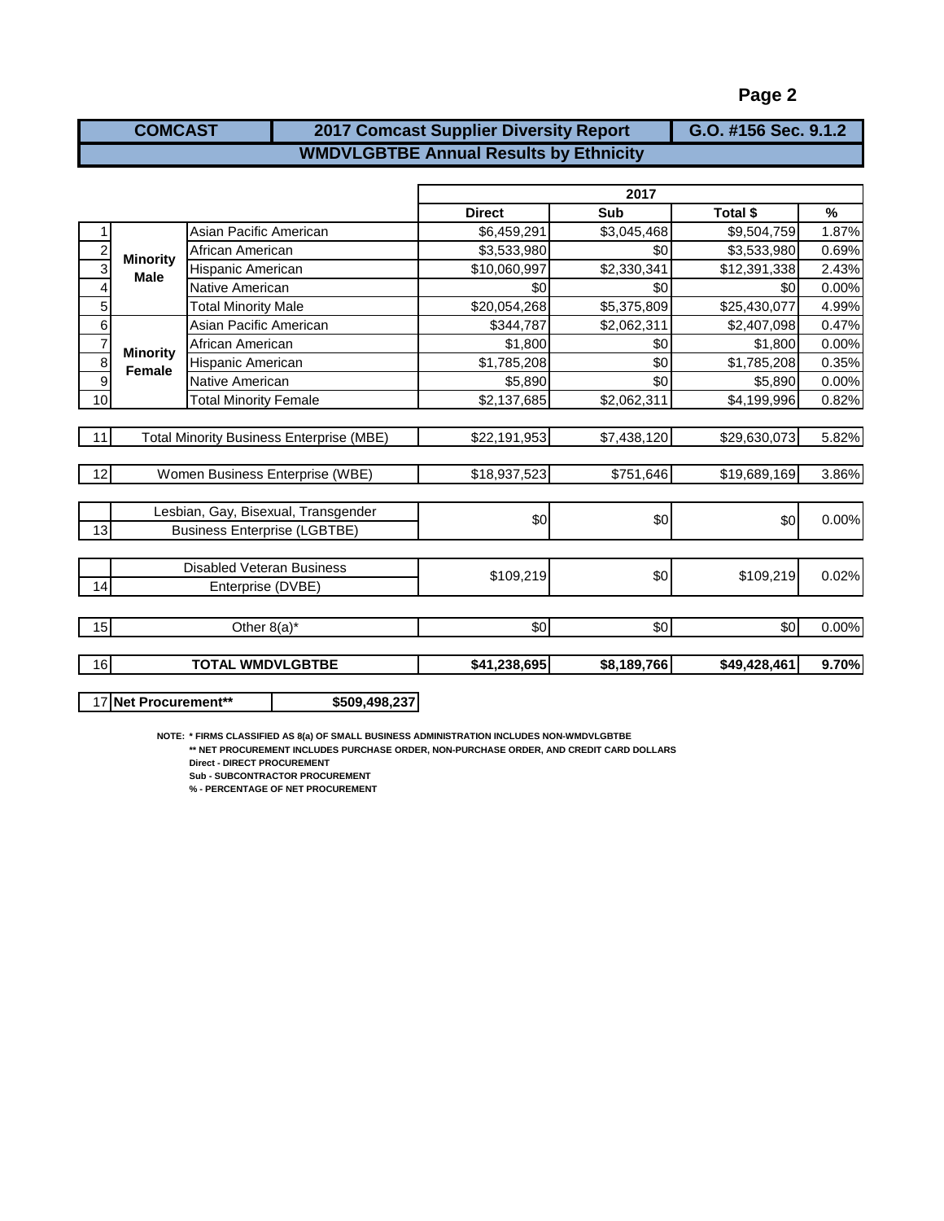| COMCAST | 2017 Comcast Supplier Diversity Report | G.O. #156 Sec. 9.1.2 |
|---|---|---|

## WMDVLGBTBE Annual Results by Ethnicity

| # | | | 2017 Direct | 2017 Sub | 2017 Total $ | 2017 % |
|---|---|---|---|---|---|---|
| 1 | **Minority Male** | Asian Pacific American | $6,459,291 | $3,045,468 | $9,504,759 | 1.87% |
| 2 | | African American | $3,533,980 | $0 | $3,533,980 | 0.69% |
| 3 | | Hispanic American | $10,060,997 | $2,330,341 | $12,391,338 | 2.43% |
| 4 | | Native American | $0 | $0 | $0 | 0.00% |
| 5 | | Total Minority Male | $20,054,268 | $5,375,809 | $25,430,077 | 4.99% |
| 6 | **Minority Female** | Asian Pacific American | $344,787 | $2,062,311 | $2,407,098 | 0.47% |
| 7 | | African American | $1,800 | $0 | $1,800 | 0.00% |
| 8 | | Hispanic American | $1,785,208 | $0 | $1,785,208 | 0.35% |
| 9 | | Native American | $5,890 | $0 | $5,890 | 0.00% |
| 10 | | Total Minority Female | $2,137,685 | $2,062,311 | $4,199,996 | 0.82% |
| 11 | Total Minority Business Enterprise (MBE) | | $22,191,953 | $7,438,120 | $29,630,073 | 5.82% |
| 12 | Women Business Enterprise (WBE) | | $18,937,523 | $751,646 | $19,689,169 | 3.86% |
| 13 | Lesbian, Gay, Bisexual, Transgender Business Enterprise (LGBTBE) | | $0 | $0 | $0 | 0.00% |
| 14 | Disabled Veteran Business Enterprise (DVBE) | | $109,219 | $0 | $109,219 | 0.02% |
| 15 | Other 8(a)* | | $0 | $0 | $0 | 0.00% |
| 16 | **TOTAL WMDVLGBTBE** | | **$41,238,695** | **$8,189,766** | **$49,428,461** | **9.70%** |

| 17 | **Net Procurement**** | **$509,498,237** |
|---|---|---|

**NOTE: * FIRMS CLASSIFIED AS 8(a) OF SMALL BUSINESS ADMINISTRATION INCLUDES NON-WMDVLGBTBE**
**** NET PROCUREMENT INCLUDES PURCHASE ORDER, NON-PURCHASE ORDER, AND CREDIT CARD DOLLARS**
**Direct - DIRECT PROCUREMENT**
**Sub - SUBCONTRACTOR PROCUREMENT**
**% - PERCENTAGE OF NET PROCUREMENT**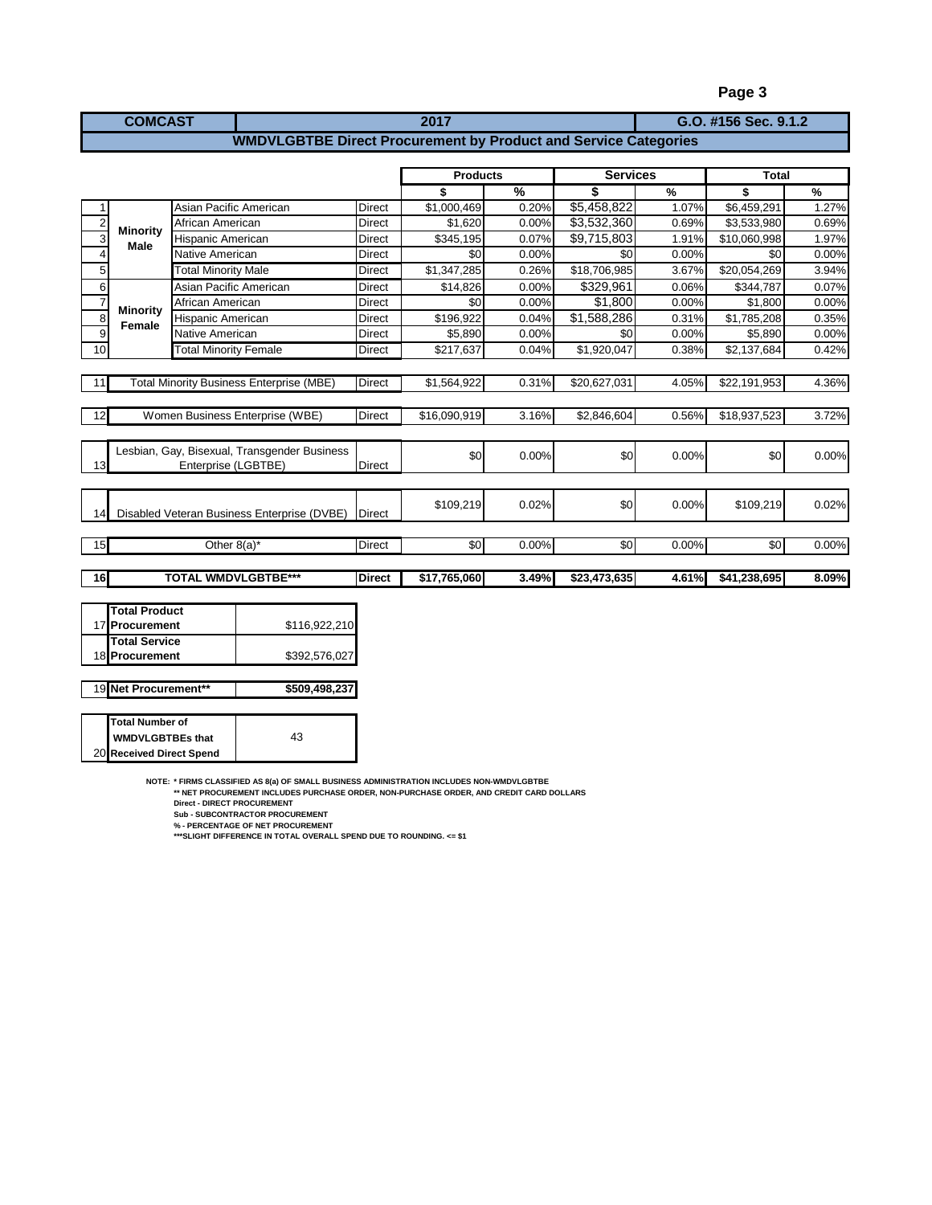| COMCAST | 2017 | G.O. #156 Sec. 9.1.2 |
|---|---|---|

## WMDVLGBTBE Direct Procurement by Product and Service Categories

| # | | | | Products $ | Products % | Services $ | Services % | Total $ | Total % |
|---|---|---|---|---|---|---|---|---|---|
| 1 | Minority Male | Asian Pacific American | Direct | $1,000,469 | 0.20% | $5,458,822 | 1.07% | $6,459,291 | 1.27% |
| 2 | | African American | Direct | $1,620 | 0.00% | $3,532,360 | 0.69% | $3,533,980 | 0.69% |
| 3 | | Hispanic American | Direct | $345,195 | 0.07% | $9,715,803 | 1.91% | $10,060,998 | 1.97% |
| 4 | | Native American | Direct | $0 | 0.00% | $0 | 0.00% | $0 | 0.00% |
| 5 | | Total Minority Male | Direct | $1,347,285 | 0.26% | $18,706,985 | 3.67% | $20,054,269 | 3.94% |
| 6 | Minority Female | Asian Pacific American | Direct | $14,826 | 0.00% | $329,961 | 0.06% | $344,787 | 0.07% |
| 7 | | African American | Direct | $0 | 0.00% | $1,800 | 0.00% | $1,800 | 0.00% |
| 8 | | Hispanic American | Direct | $196,922 | 0.04% | $1,588,286 | 0.31% | $1,785,208 | 0.35% |
| 9 | | Native American | Direct | $5,890 | 0.00% | $0 | 0.00% | $5,890 | 0.00% |
| 10 | | Total Minority Female | Direct | $217,637 | 0.04% | $1,920,047 | 0.38% | $2,137,684 | 0.42% |
| 11 | Total Minority Business Enterprise (MBE) | | Direct | $1,564,922 | 0.31% | $20,627,031 | 4.05% | $22,191,953 | 4.36% |
| 12 | Women Business Enterprise (WBE) | | Direct | $16,090,919 | 3.16% | $2,846,604 | 0.56% | $18,937,523 | 3.72% |
| 13 | Lesbian, Gay, Bisexual, Transgender Business Enterprise (LGBTBE) | | Direct | $0 | 0.00% | $0 | 0.00% | $0 | 0.00% |
| 14 | Disabled Veteran Business Enterprise (DVBE) | | Direct | $109,219 | 0.02% | $0 | 0.00% | $109,219 | 0.02% |
| 15 | Other 8(a)* | | Direct | $0 | 0.00% | $0 | 0.00% | $0 | 0.00% |
| **16** | **TOTAL WMDVLGBTBE*** | | **Direct** | **$17,765,060** | **3.49%** | **$23,473,635** | **4.61%** | **$41,238,695** | **8.09%** |

| # | | |
|---|---|---|
| 17 | **Total Product Procurement** | $116,922,210 |
| 18 | **Total Service Procurement** | $392,576,027 |
| 19 | **Net Procurement** | **$509,498,237** |
| 20 | **Total Number of WMDVLGBTBEs that Received Direct Spend** | 43 |

NOTE: * FIRMS CLASSIFIED AS 8(a) OF SMALL BUSINESS ADMINISTRATION INCLUDES NON-WMDVLGBTBE
** NET PROCUREMENT INCLUDES PURCHASE ORDER, NON-PURCHASE ORDER, AND CREDIT CARD DOLLARS
Direct - DIRECT PROCUREMENT
Sub - SUBCONTRACTOR PROCUREMENT
% - PERCENTAGE OF NET PROCUREMENT
***SLIGHT DIFFERENCE IN TOTAL OVERALL SPEND DUE TO ROUNDING. <= $1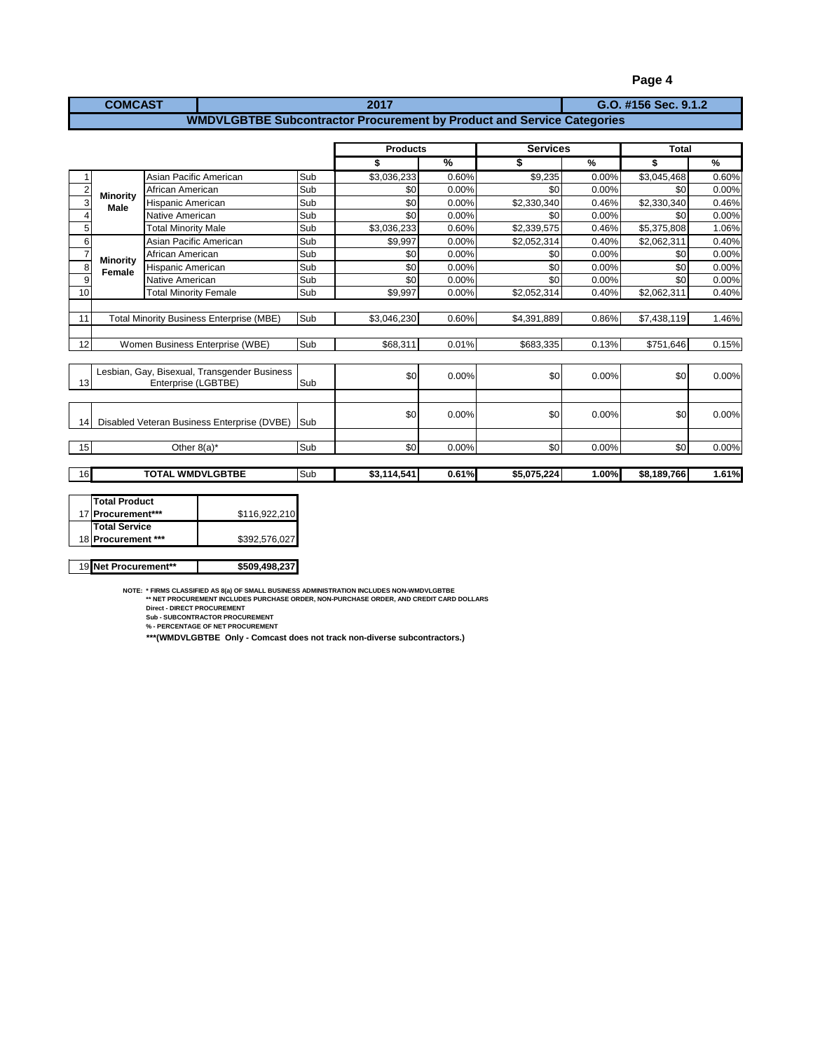| COMCAST | 2017 | G.O. #156 Sec. 9.1.2 |
|---|---|---|

**WMDVLGBTBE Subcontractor Procurement by Product and Service Categories**

| # | | | | Products | | Services | | Total | |
|---|---|---|---|---|---|---|---|---|---|
| | | | | $ | % | $ | % | $ | % |
| 1 | Minority Male | Asian Pacific American | Sub | $3,036,233 | 0.60% | $9,235 | 0.00% | $3,045,468 | 0.60% |
| 2 | | African American | Sub | $0 | 0.00% | $0 | 0.00% | $0 | 0.00% |
| 3 | | Hispanic American | Sub | $0 | 0.00% | $2,330,340 | 0.46% | $2,330,340 | 0.46% |
| 4 | | Native American | Sub | $0 | 0.00% | $0 | 0.00% | $0 | 0.00% |
| 5 | | Total Minority Male | Sub | $3,036,233 | 0.60% | $2,339,575 | 0.46% | $5,375,808 | 1.06% |
| 6 | Minority Female | Asian Pacific American | Sub | $9,997 | 0.00% | $2,052,314 | 0.40% | $2,062,311 | 0.40% |
| 7 | | African American | Sub | $0 | 0.00% | $0 | 0.00% | $0 | 0.00% |
| 8 | | Hispanic American | Sub | $0 | 0.00% | $0 | 0.00% | $0 | 0.00% |
| 9 | | Native American | Sub | $0 | 0.00% | $0 | 0.00% | $0 | 0.00% |
| 10 | | Total Minority Female | Sub | $9,997 | 0.00% | $2,052,314 | 0.40% | $2,062,311 | 0.40% |
| 11 | Total Minority Business Enterprise (MBE) | | Sub | $3,046,230 | 0.60% | $4,391,889 | 0.86% | $7,438,119 | 1.46% |
| 12 | Women Business Enterprise (WBE) | | Sub | $68,311 | 0.01% | $683,335 | 0.13% | $751,646 | 0.15% |
| 13 | Lesbian, Gay, Bisexual, Transgender Business Enterprise (LGBTBE) | | Sub | $0 | 0.00% | $0 | 0.00% | $0 | 0.00% |
| 14 | Disabled Veteran Business Enterprise (DVBE) | | Sub | $0 | 0.00% | $0 | 0.00% | $0 | 0.00% |
| 15 | Other 8(a)* | | Sub | $0 | 0.00% | $0 | 0.00% | $0 | 0.00% |
| 16 | **TOTAL WMDVLGBTBE** | | Sub | **$3,114,541** | **0.61%** | **$5,075,224** | **1.00%** | **$8,189,766** | **1.61%** |

| # | | |
|---|---|---|
| 17 | **Total Product Procurement*** ** | $116,922,210 |
| 18 | **Total Service Procurement *** ** | $392,576,027 |
| 19 | **Net Procurement** ** | **$509,498,237** |

NOTE: * FIRMS CLASSIFIED AS 8(a) OF SMALL BUSINESS ADMINISTRATION INCLUDES NON-WMDVLGBTBE
** NET PROCUREMENT INCLUDES PURCHASE ORDER, NON-PURCHASE ORDER, AND CREDIT CARD DOLLARS
Direct - DIRECT PROCUREMENT
Sub - SUBCONTRACTOR PROCUREMENT
% - PERCENTAGE OF NET PROCUREMENT

***(WMDVLGBTBE Only - Comcast does not track non-diverse subcontractors.)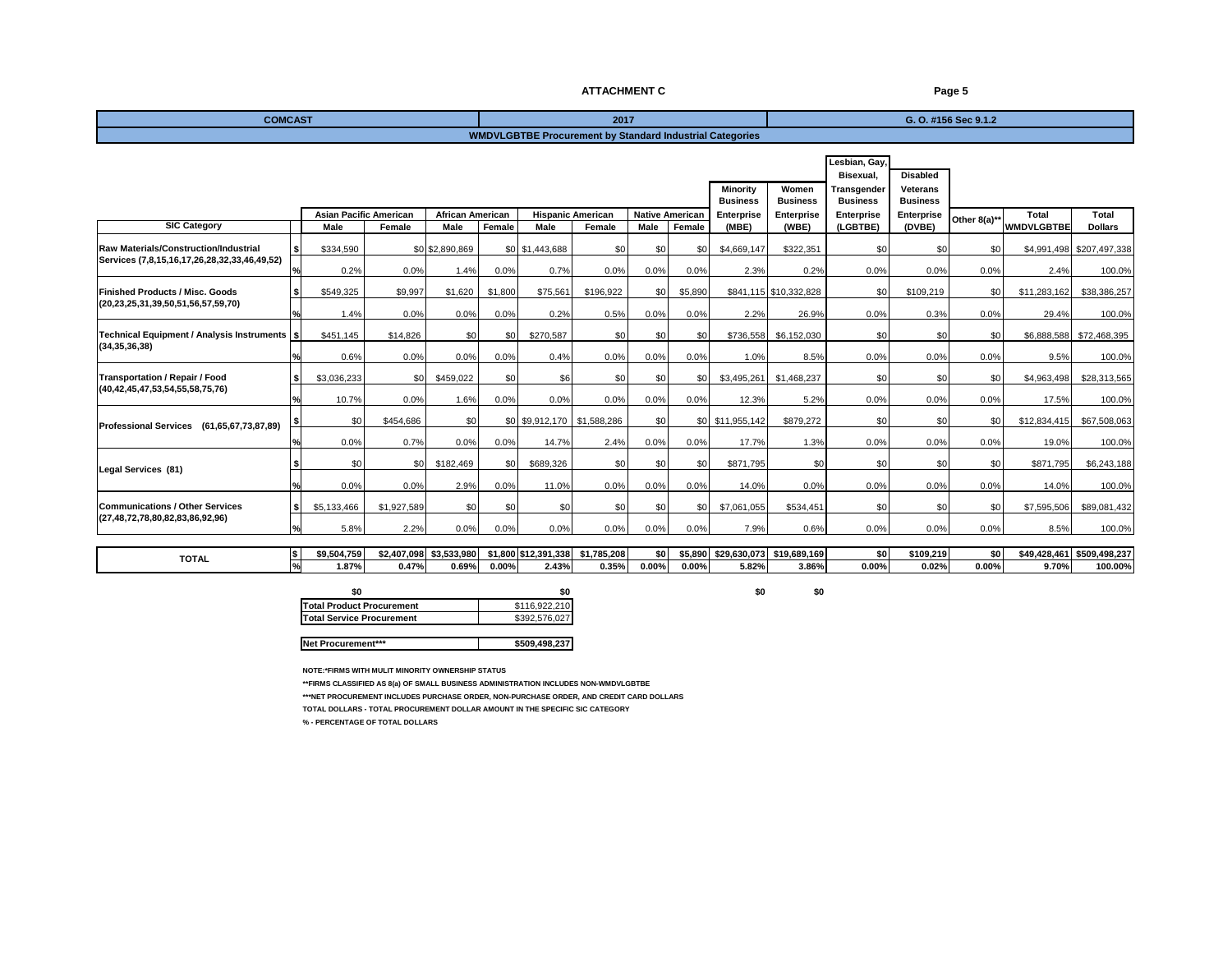## ATTACHMENT C

| COMCAST | 2017 | G. O. #156 Sec 9.1.2 |
|---|---|---|

### WMDVLGBTBE Procurement by Standard Industrial Categories

| SIC Category | | Asian Pacific American Male | Asian Pacific American Female | African American Male | African American Female | Hispanic American Male | Hispanic American Female | Native American Male | Native American Female | Minority Business Enterprise (MBE) | Women Business Enterprise (WBE) | Lesbian, Gay, Bisexual, Transgender Business Enterprise (LGBTBE) | Disabled Veterans Business Enterprise (DVBE) | Other 8(a)** | Total WMDVLGBTBE | Total Dollars |
|---|---|---|---|---|---|---|---|---|---|---|---|---|---|---|---|---|
| Raw Materials/Construction/Industrial Services (7,8,15,16,17,26,28,32,33,46,49,52) | $ | $334,590 | $0 | $2,890,869 | $0 | $1,443,688 | $0 | $0 | $0 | $4,669,147 | $322,351 | $0 | $0 | $0 | $4,991,498 | $207,497,338 |
| | % | 0.2% | 0.0% | 1.4% | 0.0% | 0.7% | 0.0% | 0.0% | 0.0% | 2.3% | 0.2% | 0.0% | 0.0% | 0.0% | 2.4% | 100.0% |
| Finished Products / Misc. Goods (20,23,25,31,39,50,51,56,57,59,70) | $ | $549,325 | $9,997 | $1,620 | $1,800 | $75,561 | $196,922 | $0 | $5,890 | $841,115 | $10,332,828 | $0 | $109,219 | $0 | $11,283,162 | $38,386,257 |
| | % | 1.4% | 0.0% | 0.0% | 0.0% | 0.2% | 0.5% | 0.0% | 0.0% | 2.2% | 26.9% | 0.0% | 0.3% | 0.0% | 29.4% | 100.0% |
| Technical Equipment / Analysis Instruments (34,35,36,38) | $ | $451,145 | $14,826 | $0 | $0 | $270,587 | $0 | $0 | $0 | $736,558 | $6,152,030 | $0 | $0 | $0 | $6,888,588 | $72,468,395 |
| | % | 0.6% | 0.0% | 0.0% | 0.0% | 0.4% | 0.0% | 0.0% | 0.0% | 1.0% | 8.5% | 0.0% | 0.0% | 0.0% | 9.5% | 100.0% |
| Transportation / Repair / Food (40,42,45,47,53,54,55,58,75,76) | $ | $3,036,233 | $0 | $459,022 | $0 | $6 | $0 | $0 | $0 | $3,495,261 | $1,468,237 | $0 | $0 | $0 | $4,963,498 | $28,313,565 |
| | % | 10.7% | 0.0% | 1.6% | 0.0% | 0.0% | 0.0% | 0.0% | 0.0% | 12.3% | 5.2% | 0.0% | 0.0% | 0.0% | 17.5% | 100.0% |
| Professional Services (61,65,67,73,87,89) | $ | $0 | $454,686 | $0 | $0 | $9,912,170 | $1,588,286 | $0 | $0 | $11,955,142 | $879,272 | $0 | $0 | $0 | $12,834,415 | $67,508,063 |
| | % | 0.0% | 0.7% | 0.0% | 0.0% | 14.7% | 2.4% | 0.0% | 0.0% | 17.7% | 1.3% | 0.0% | 0.0% | 0.0% | 19.0% | 100.0% |
| Legal Services (81) | $ | $0 | $0 | $182,469 | $0 | $689,326 | $0 | $0 | $0 | $871,795 | $0 | $0 | $0 | $0 | $871,795 | $6,243,188 |
| | % | 0.0% | 0.0% | 2.9% | 0.0% | 11.0% | 0.0% | 0.0% | 0.0% | 14.0% | 0.0% | 0.0% | 0.0% | 0.0% | 14.0% | 100.0% |
| Communications / Other Services (27,48,72,78,80,82,83,86,92,96) | $ | $5,133,466 | $1,927,589 | $0 | $0 | $0 | $0 | $0 | $0 | $7,061,055 | $534,451 | $0 | $0 | $0 | $7,595,506 | $89,081,432 |
| | % | 5.8% | 2.2% | 0.0% | 0.0% | 0.0% | 0.0% | 0.0% | 0.0% | 7.9% | 0.6% | 0.0% | 0.0% | 0.0% | 8.5% | 100.0% |
| TOTAL | $ | $9,504,759 | $2,407,098 | $3,533,980 | $1,800 | $12,391,338 | $1,785,208 | $0 | $5,890 | $29,630,073 | $19,689,169 | $0 | $109,219 | $0 | $49,428,461 | $509,498,237 |
| | % | 1.87% | 0.47% | 0.69% | 0.00% | 2.43% | 0.35% | 0.00% | 0.00% | 5.82% | 3.86% | 0.00% | 0.02% | 0.00% | 9.70% | 100.00% |

$0 $0 $0 $0

| | |
|---|---|
| Total Product Procurement | $116,922,210 |
| Total Service Procurement | $392,576,027 |
| Net Procurement*** | $509,498,237 |

NOTE:*FIRMS WITH MULIT MINORITY OWNERSHIP STATUS

**FIRMS CLASSIFIED AS 8(a) OF SMALL BUSINESS ADMINISTRATION INCLUDES NON-WMDVLGBTBE

***NET PROCUREMENT INCLUDES PURCHASE ORDER, NON-PURCHASE ORDER, AND CREDIT CARD DOLLARS

TOTAL DOLLARS - TOTAL PROCUREMENT DOLLAR AMOUNT IN THE SPECIFIC SIC CATEGORY

% - PERCENTAGE OF TOTAL DOLLARS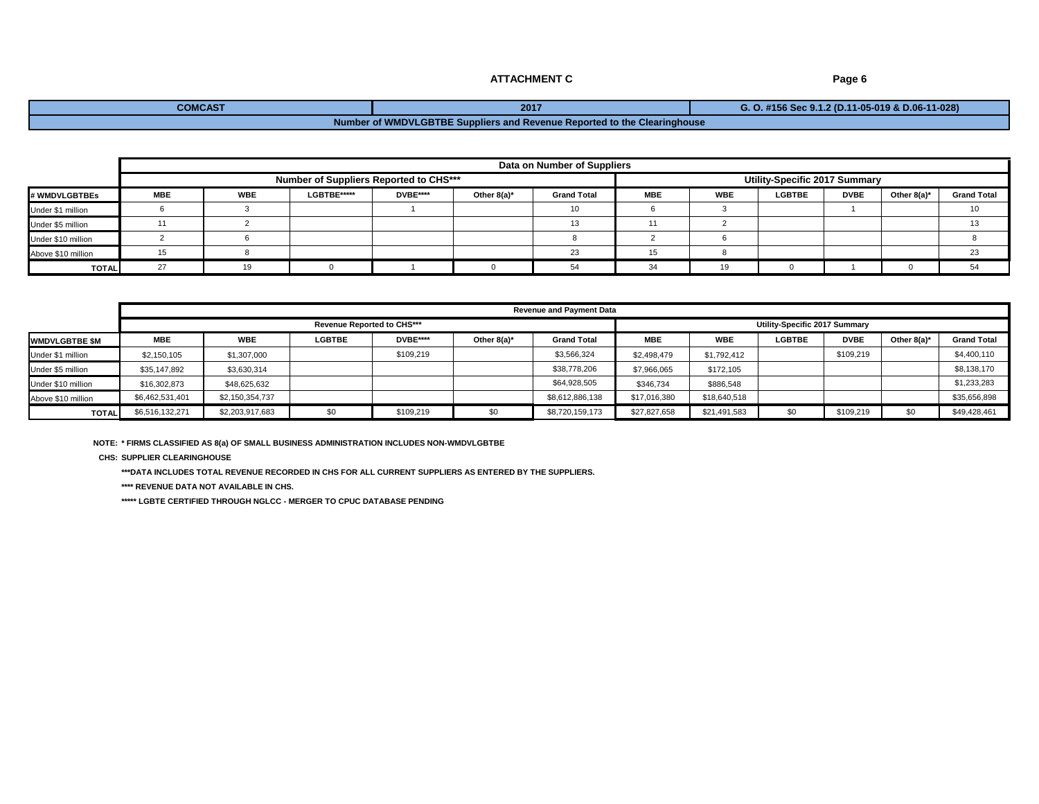## ATTACHMENT C

| COMCAST | 2017 | G. O. #156 Sec 9.1.2 (D.11-05-019 & D.06-11-028) |
|---|---|---|

**Number of WMDVLGBTBE Suppliers and Revenue Reported to the Clearinghouse**

| | Data on Number of Suppliers | | | | | | | | | | | |
|---|---|---|---|---|---|---|---|---|---|---|---|---|
| | Number of Suppliers Reported to CHS*** | | | | | | Utility-Specific 2017 Summary | | | | | |
| # WMDVLGBTBEs | MBE | WBE | LGBTBE***** | DVBE**** | Other 8(a)* | Grand Total | MBE | WBE | LGBTBE | DVBE | Other 8(a)* | Grand Total |
| Under $1 million | 6 | 3 | | 1 | | 10 | 6 | 3 | | 1 | | 10 |
| Under $5 million | 11 | 2 | | | | 13 | 11 | 2 | | | | 13 |
| Under $10 million | 2 | 6 | | | | 8 | 2 | 6 | | | | 8 |
| Above $10 million | 15 | 8 | | | | 23 | 15 | 8 | | | | 23 |
| TOTAL | 27 | 19 | 0 | 1 | 0 | 54 | 34 | 19 | 0 | 1 | 0 | 54 |

| | Revenue and Payment Data | | | | | | | | | | | |
|---|---|---|---|---|---|---|---|---|---|---|---|---|
| | Revenue Reported to CHS*** | | | | | | Utility-Specific 2017 Summary | | | | | |
| WMDVLGBTBE $M | MBE | WBE | LGBTBE | DVBE**** | Other 8(a)* | Grand Total | MBE | WBE | LGBTBE | DVBE | Other 8(a)* | Grand Total |
| Under $1 million | $2,150,105 | $1,307,000 | | $109,219 | | $3,566,324 | $2,498,479 | $1,792,412 | | $109,219 | | $4,400,110 |
| Under $5 million | $35,147,892 | $3,630,314 | | | | $38,778,206 | $7,966,065 | $172,105 | | | | $8,138,170 |
| Under $10 million | $16,302,873 | $48,625,632 | | | | $64,928,505 | $346,734 | $886,548 | | | | $1,233,283 |
| Above $10 million | $6,462,531,401 | $2,150,354,737 | | | | $8,612,886,138 | $17,016,380 | $18,640,518 | | | | $35,656,898 |
| TOTAL | $6,516,132,271 | $2,203,917,683 | $0 | $109,219 | $0 | $8,720,159,173 | $27,827,658 | $21,491,583 | $0 | $109,219 | $0 | $49,428,461 |

**NOTE: * FIRMS CLASSIFIED AS 8(a) OF SMALL BUSINESS ADMINISTRATION INCLUDES NON-WMDVLGBTBE**

**CHS: SUPPLIER CLEARINGHOUSE**

**\*\*\*DATA INCLUDES TOTAL REVENUE RECORDED IN CHS FOR ALL CURRENT SUPPLIERS AS ENTERED BY THE SUPPLIERS.**

**\*\*\*\* REVENUE DATA NOT AVAILABLE IN CHS.**

**\*\*\*\*\* LGBTE CERTIFIED THROUGH NGLCC - MERGER TO CPUC DATABASE PENDING**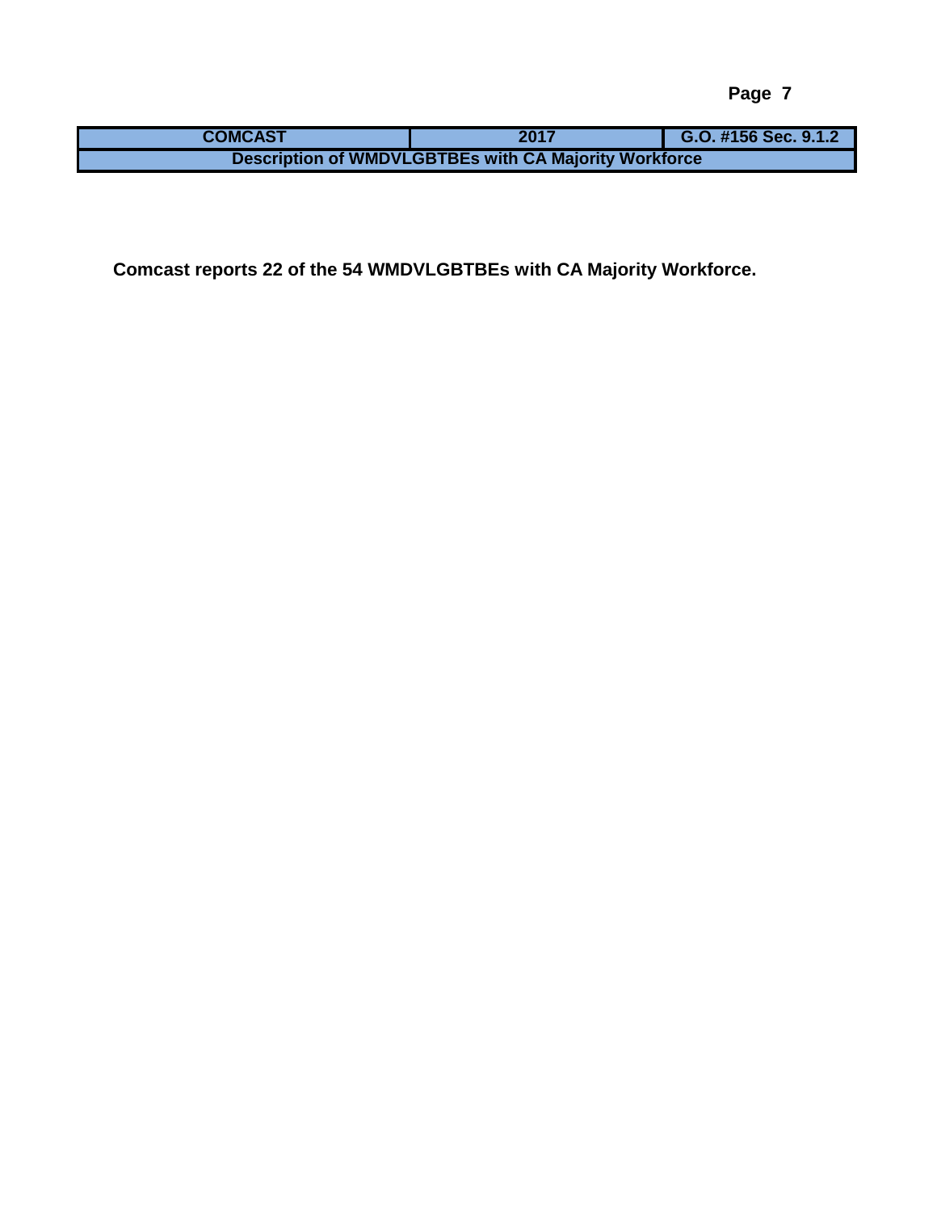| COMCAST | 2017 | G.O. #156 Sec. 9.1.2 |
| --- | --- | --- |
| Description of WMDVLGBTBEs with CA Majority Workforce | | |

**Comcast reports 22 of the 54 WMDVLGBTBEs with CA Majority Workforce.**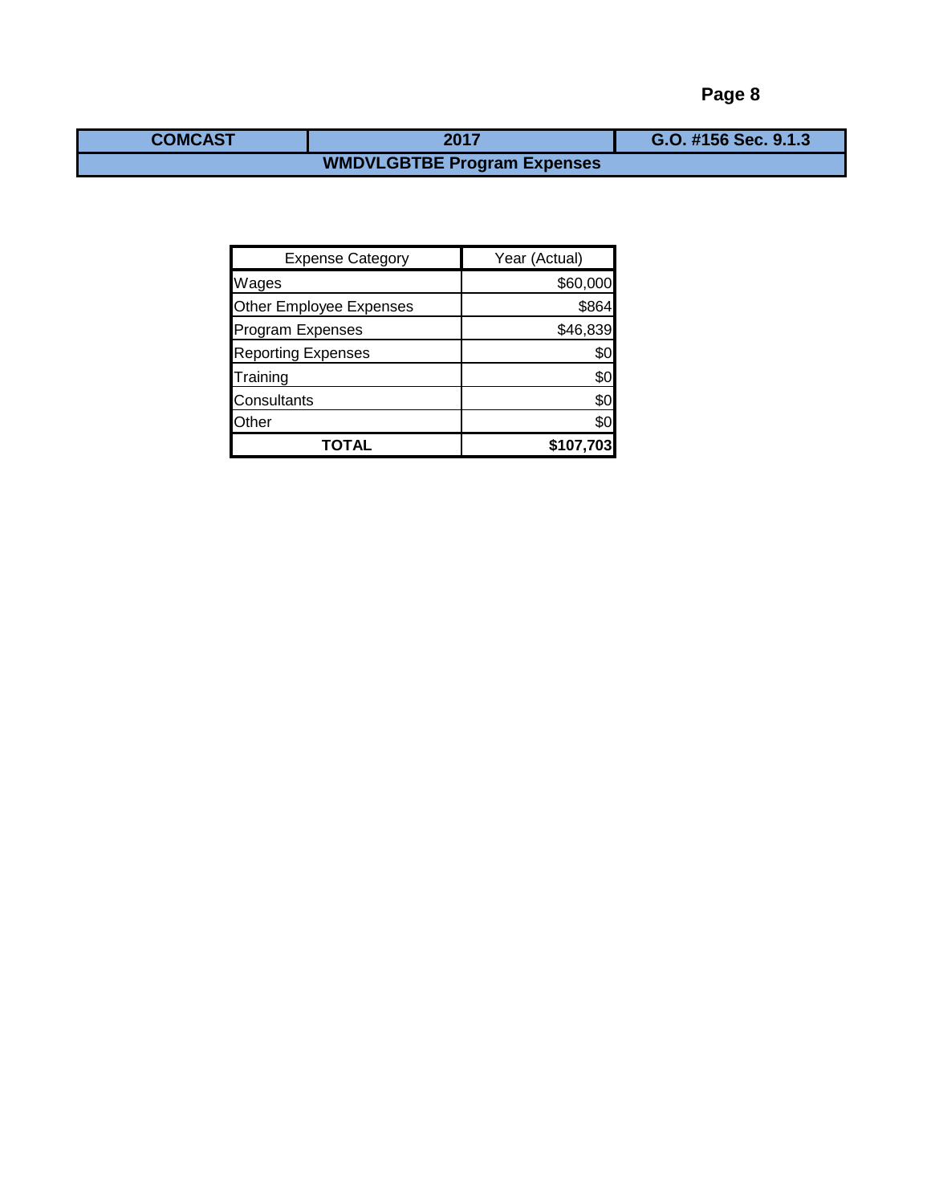| COMCAST | 2017 | G.O. #156 Sec. 9.1.3 |
| --- | --- | --- |
| **WMDVLGBTBE Program Expenses** | | |

| Expense Category | Year (Actual) |
| --- | --- |
| Wages | $60,000 |
| Other Employee Expenses | $864 |
| Program Expenses | $46,839 |
| Reporting Expenses | $0 |
| Training | $0 |
| Consultants | $0 |
| Other | $0 |
| **TOTAL** | **$107,703** |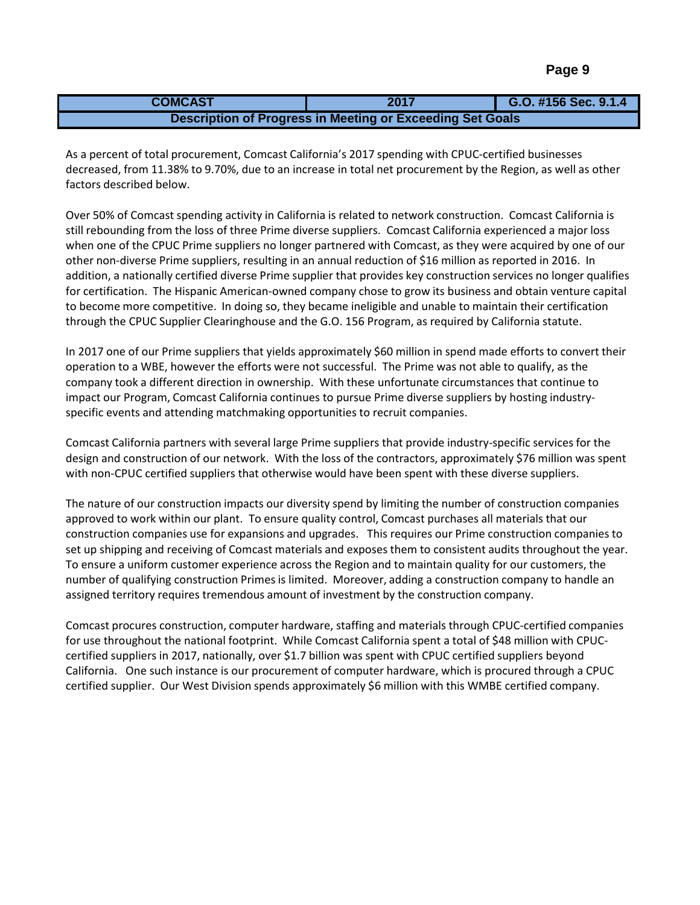| COMCAST | 2017 | G.O. #156 Sec. 9.1.4 |
| --- | --- | --- |
| Description of Progress in Meeting or Exceeding Set Goals | | |

As a percent of total procurement, Comcast California's 2017 spending with CPUC-certified businesses decreased, from 11.38% to 9.70%, due to an increase in total net procurement by the Region, as well as other factors described below.

Over 50% of Comcast spending activity in California is related to network construction. Comcast California is still rebounding from the loss of three Prime diverse suppliers. Comcast California experienced a major loss when one of the CPUC Prime suppliers no longer partnered with Comcast, as they were acquired by one of our other non-diverse Prime suppliers, resulting in an annual reduction of $16 million as reported in 2016. In addition, a nationally certified diverse Prime supplier that provides key construction services no longer qualifies for certification. The Hispanic American-owned company chose to grow its business and obtain venture capital to become more competitive. In doing so, they became ineligible and unable to maintain their certification through the CPUC Supplier Clearinghouse and the G.O. 156 Program, as required by California statute.

In 2017 one of our Prime suppliers that yields approximately $60 million in spend made efforts to convert their operation to a WBE, however the efforts were not successful. The Prime was not able to qualify, as the company took a different direction in ownership. With these unfortunate circumstances that continue to impact our Program, Comcast California continues to pursue Prime diverse suppliers by hosting industry-specific events and attending matchmaking opportunities to recruit companies.

Comcast California partners with several large Prime suppliers that provide industry-specific services for the design and construction of our network. With the loss of the contractors, approximately $76 million was spent with non-CPUC certified suppliers that otherwise would have been spent with these diverse suppliers.

The nature of our construction impacts our diversity spend by limiting the number of construction companies approved to work within our plant. To ensure quality control, Comcast purchases all materials that our construction companies use for expansions and upgrades. This requires our Prime construction companies to set up shipping and receiving of Comcast materials and exposes them to consistent audits throughout the year. To ensure a uniform customer experience across the Region and to maintain quality for our customers, the number of qualifying construction Primes is limited. Moreover, adding a construction company to handle an assigned territory requires tremendous amount of investment by the construction company.

Comcast procures construction, computer hardware, staffing and materials through CPUC-certified companies for use throughout the national footprint. While Comcast California spent a total of $48 million with CPUC-certified suppliers in 2017, nationally, over $1.7 billion was spent with CPUC certified suppliers beyond California. One such instance is our procurement of computer hardware, which is procured through a CPUC certified supplier. Our West Division spends approximately $6 million with this WMBE certified company.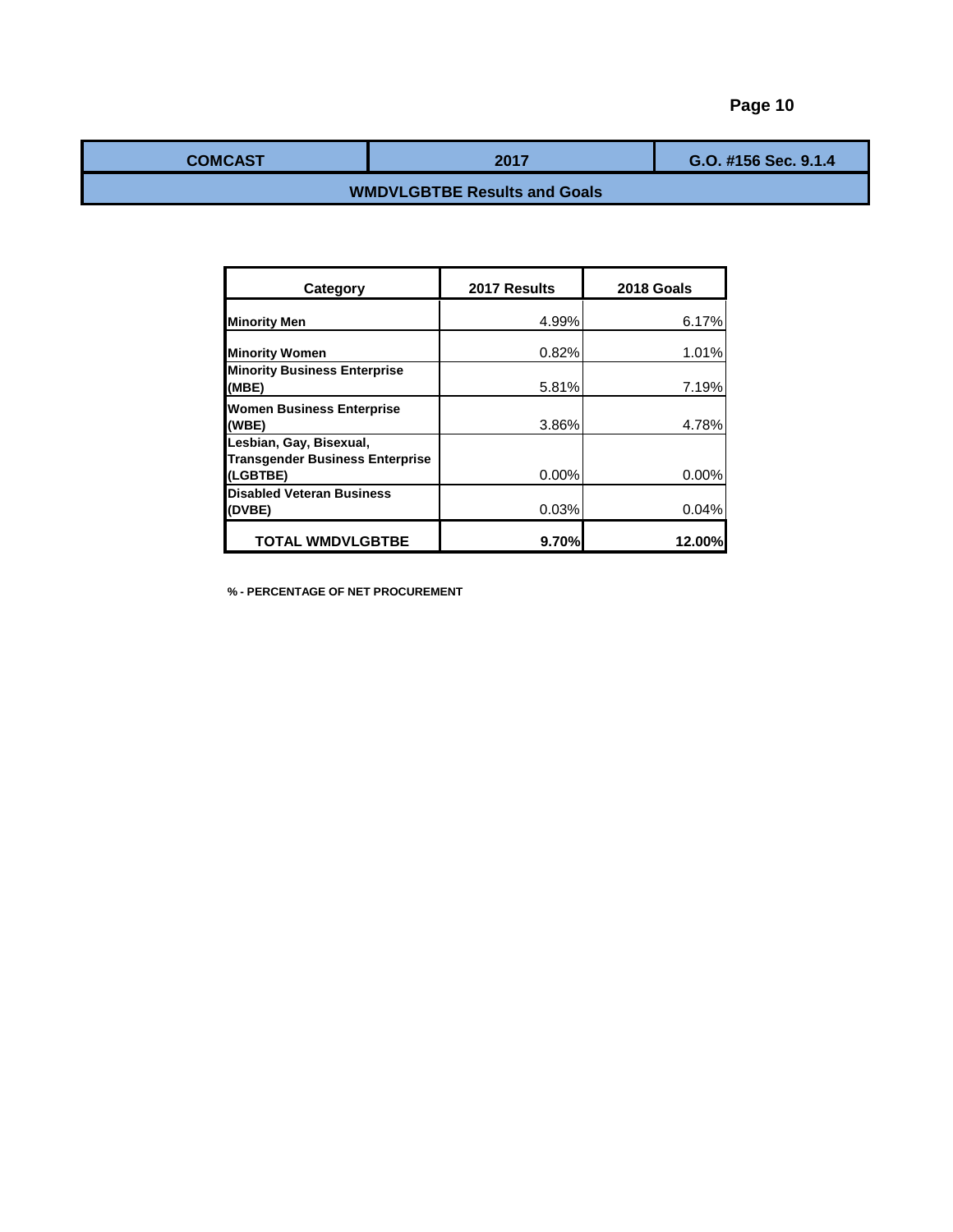| COMCAST | 2017 | G.O. #156 Sec. 9.1.4 |
|---|---|---|
| **WMDVLGBTBE Results and Goals** | | |

| Category | 2017 Results | 2018 Goals |
|---|---|---|
| **Minority Men** | 4.99% | 6.17% |
| **Minority Women** | 0.82% | 1.01% |
| **Minority Business Enterprise (MBE)** | 5.81% | 7.19% |
| **Women Business Enterprise (WBE)** | 3.86% | 4.78% |
| **Lesbian, Gay, Bisexual, Transgender Business Enterprise (LGBTBE)** | 0.00% | 0.00% |
| **Disabled Veteran Business (DVBE)** | 0.03% | 0.04% |
| **TOTAL WMDVLGBTBE** | **9.70%** | **12.00%** |

**% - PERCENTAGE OF NET PROCUREMENT**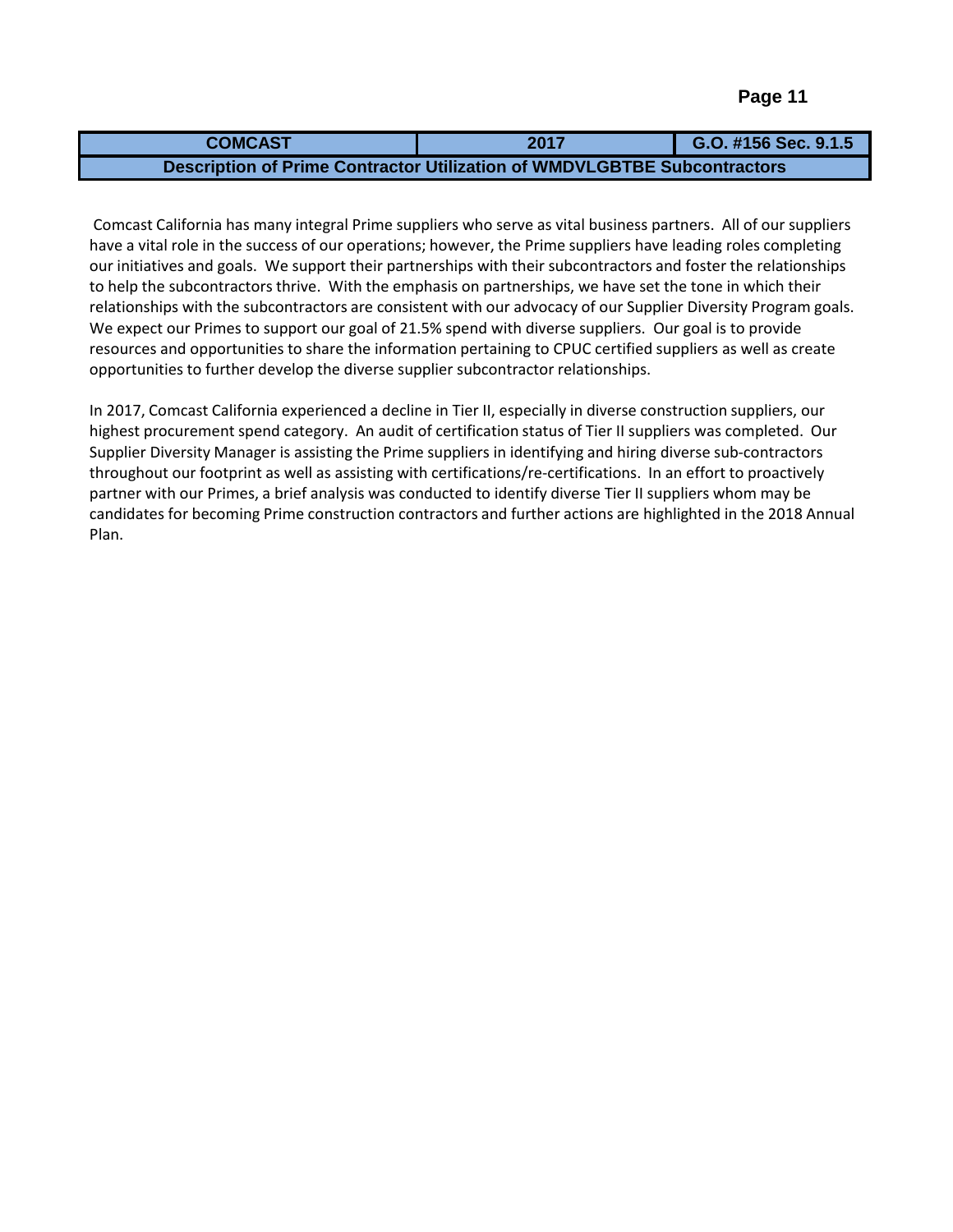| COMCAST | 2017 | G.O. #156 Sec. 9.1.5 |
| --- | --- | --- |
| **Description of Prime Contractor Utilization of WMDVLGBTBE Subcontractors** | | |

Comcast California has many integral Prime suppliers who serve as vital business partners. All of our suppliers have a vital role in the success of our operations; however, the Prime suppliers have leading roles completing our initiatives and goals. We support their partnerships with their subcontractors and foster the relationships to help the subcontractors thrive. With the emphasis on partnerships, we have set the tone in which their relationships with the subcontractors are consistent with our advocacy of our Supplier Diversity Program goals. We expect our Primes to support our goal of 21.5% spend with diverse suppliers. Our goal is to provide resources and opportunities to share the information pertaining to CPUC certified suppliers as well as create opportunities to further develop the diverse supplier subcontractor relationships.

In 2017, Comcast California experienced a decline in Tier II, especially in diverse construction suppliers, our highest procurement spend category. An audit of certification status of Tier II suppliers was completed. Our Supplier Diversity Manager is assisting the Prime suppliers in identifying and hiring diverse sub-contractors throughout our footprint as well as assisting with certifications/re-certifications. In an effort to proactively partner with our Primes, a brief analysis was conducted to identify diverse Tier II suppliers whom may be candidates for becoming Prime construction contractors and further actions are highlighted in the 2018 Annual Plan.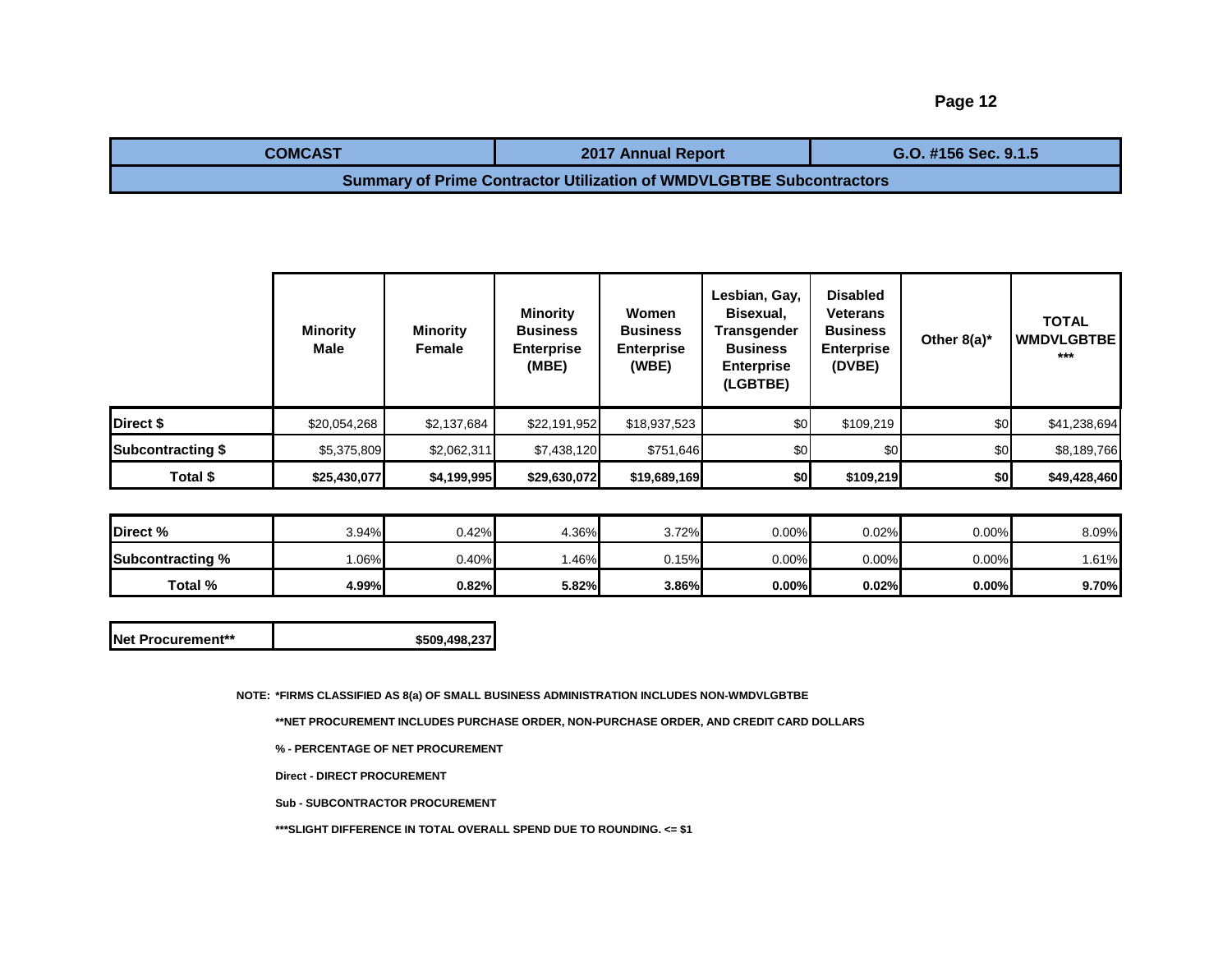| COMCAST | 2017 Annual Report | G.O. #156 Sec. 9.1.5 |
| --- | --- | --- |
| Summary of Prime Contractor Utilization of WMDVLGBTBE Subcontractors | | |

| | Minority Male | Minority Female | Minority Business Enterprise (MBE) | Women Business Enterprise (WBE) | Lesbian, Gay, Bisexual, Transgender Business Enterprise (LGBTBE) | Disabled Veterans Business Enterprise (DVBE) | Other 8(a)* | TOTAL WMDVLGBTBE *** |
| --- | --- | --- | --- | --- | --- | --- | --- | --- |
| **Direct $** | $20,054,268 | $2,137,684 | $22,191,952 | $18,937,523 | $0 | $109,219 | $0 | $41,238,694 |
| **Subcontracting $** | $5,375,809 | $2,062,311 | $7,438,120 | $751,646 | $0 | $0 | $0 | $8,189,766 |
| **Total $** | **$25,430,077** | **$4,199,995** | **$29,630,072** | **$19,689,169** | **$0** | **$109,219** | **$0** | **$49,428,460** |

| | | | | | | | | |
| --- | --- | --- | --- | --- | --- | --- | --- | --- |
| **Direct %** | 3.94% | 0.42% | 4.36% | 3.72% | 0.00% | 0.02% | 0.00% | 8.09% |
| **Subcontracting %** | 1.06% | 0.40% | 1.46% | 0.15% | 0.00% | 0.00% | 0.00% | 1.61% |
| **Total %** | **4.99%** | **0.82%** | **5.82%** | **3.86%** | **0.00%** | **0.02%** | **0.00%** | **9.70%** |

| | |
| --- | --- |
| **Net Procurement**** | **$509,498,237** |

**NOTE: *FIRMS CLASSIFIED AS 8(a) OF SMALL BUSINESS ADMINISTRATION INCLUDES NON-WMDVLGBTBE**

****NET PROCUREMENT INCLUDES PURCHASE ORDER, NON-PURCHASE ORDER, AND CREDIT CARD DOLLARS**

**% - PERCENTAGE OF NET PROCUREMENT**

**Direct - DIRECT PROCUREMENT**

**Sub - SUBCONTRACTOR PROCUREMENT**

*****SLIGHT DIFFERENCE IN TOTAL OVERALL SPEND DUE TO ROUNDING. <= $1**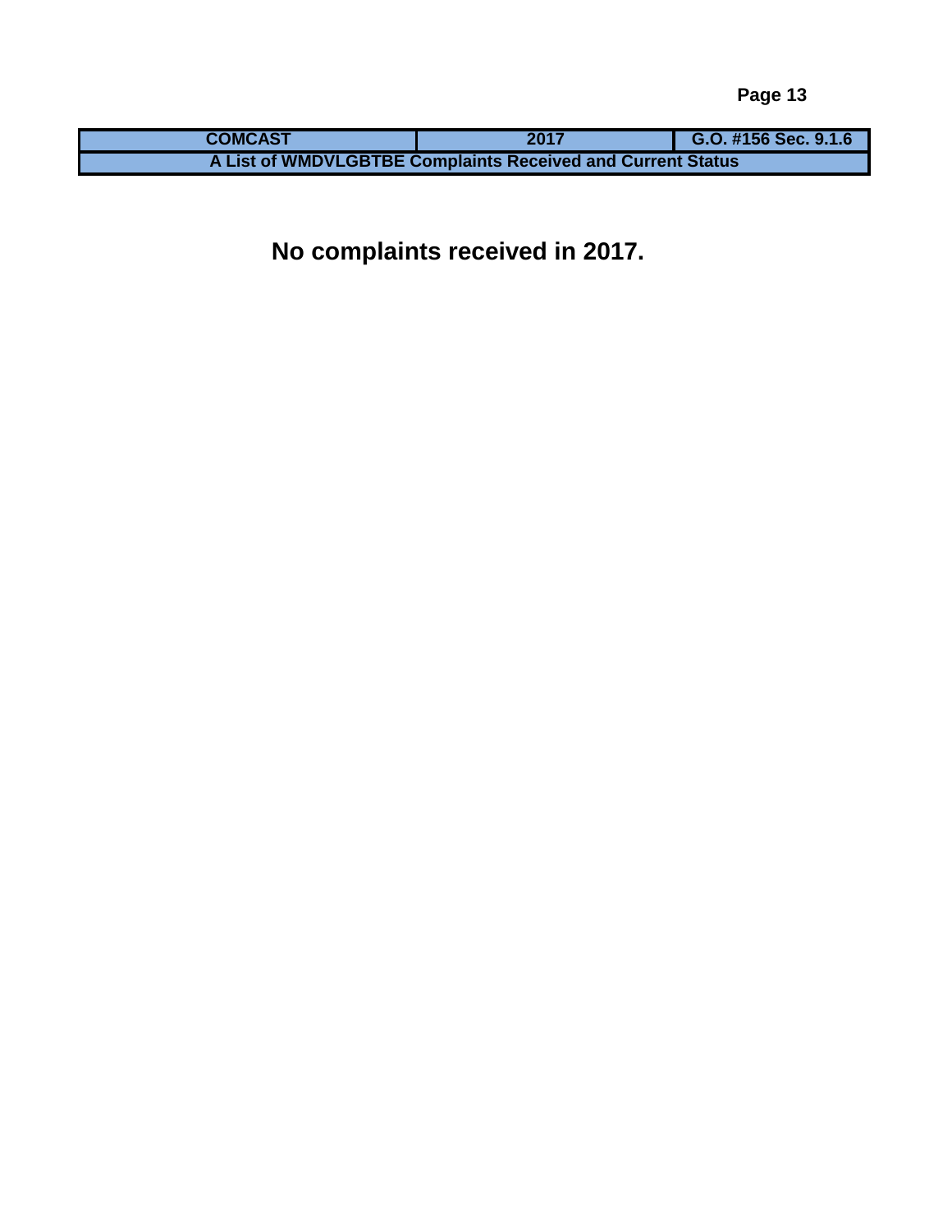| COMCAST | 2017 | G.O. #156 Sec. 9.1.6 |
| --- | --- | --- |
| A List of WMDVLGBTBE Complaints Received and Current Status | | |

**No complaints received in 2017.**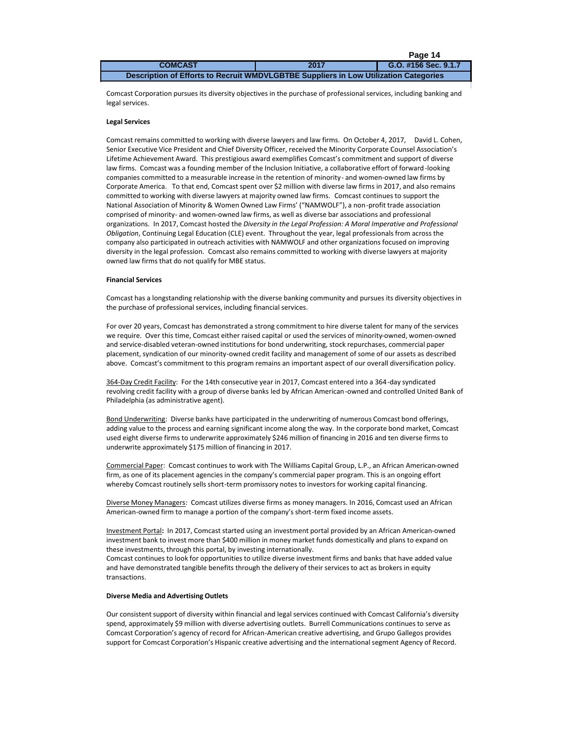| COMCAST | 2017 | G.O. #156 Sec. 9.1.7 |
| --- | --- | --- |
| Description of Efforts to Recruit WMDVLGBTBE Suppliers in Low Utilization Categories | | |

Comcast Corporation pursues its diversity objectives in the purchase of professional services, including banking and legal services.

**Legal Services**

Comcast remains committed to working with diverse lawyers and law firms. On October 4, 2017, David L. Cohen, Senior Executive Vice President and Chief Diversity Officer, received the Minority Corporate Counsel Association's Lifetime Achievement Award. This prestigious award exemplifies Comcast's commitment and support of diverse law firms. Comcast was a founding member of the Inclusion Initiative, a collaborative effort of forward-looking companies committed to a measurable increase in the retention of minority- and women-owned law firms by Corporate America. To that end, Comcast spent over $2 million with diverse law firms in 2017, and also remains committed to working with diverse lawyers at majority owned law firms. Comcast continues to support the National Association of Minority & Women Owned Law Firms' ("NAMWOLF"), a non-profit trade association comprised of minority- and women-owned law firms, as well as diverse bar associations and professional organizations. In 2017, Comcast hosted the *Diversity in the Legal Profession: A Moral Imperative and Professional Obligation*, Continuing Legal Education (CLE) event. Throughout the year, legal professionals from across the company also participated in outreach activities with NAMWOLF and other organizations focused on improving diversity in the legal profession. Comcast also remains committed to working with diverse lawyers at majority owned law firms that do not qualify for MBE status.

**Financial Services**

Comcast has a longstanding relationship with the diverse banking community and pursues its diversity objectives in the purchase of professional services, including financial services.

For over 20 years, Comcast has demonstrated a strong commitment to hire diverse talent for many of the services we require. Over this time, Comcast either raised capital or used the services of minority-owned, women-owned and service-disabled veteran-owned institutions for bond underwriting, stock repurchases, commercial paper placement, syndication of our minority-owned credit facility and management of some of our assets as described above. Comcast's commitment to this program remains an important aspect of our overall diversification policy.

<u>364-Day Credit Facility</u>: For the 14th consecutive year in 2017, Comcast entered into a 364-day syndicated revolving credit facility with a group of diverse banks led by African American-owned and controlled United Bank of Philadelphia (as administrative agent).

<u>Bond Underwriting</u>: Diverse banks have participated in the underwriting of numerous Comcast bond offerings, adding value to the process and earning significant income along the way. In the corporate bond market, Comcast used eight diverse firms to underwrite approximately $246 million of financing in 2016 and ten diverse firms to underwrite approximately $175 million of financing in 2017.

<u>Commercial Paper</u>: Comcast continues to work with The Williams Capital Group, L.P., an African American-owned firm, as one of its placement agencies in the company's commercial paper program. This is an ongoing effort whereby Comcast routinely sells short-term promissory notes to investors for working capital financing.

<u>Diverse Money Managers</u>: Comcast utilizes diverse firms as money managers. In 2016, Comcast used an African American-owned firm to manage a portion of the company's short-term fixed income assets.

<u>Investment Portal</u>**:** In 2017, Comcast started using an investment portal provided by an African American-owned investment bank to invest more than $400 million in money market funds domestically and plans to expand on these investments, through this portal, by investing internationally.
Comcast continues to look for opportunities to utilize diverse investment firms and banks that have added value and have demonstrated tangible benefits through the delivery of their services to act as brokers in equity transactions.

**Diverse Media and Advertising Outlets**

Our consistent support of diversity within financial and legal services continued with Comcast California's diversity spend, approximately $9 million with diverse advertising outlets. Burrell Communications continues to serve as Comcast Corporation's agency of record for African-American creative advertising, and Grupo Gallegos provides support for Comcast Corporation's Hispanic creative advertising and the international segment Agency of Record.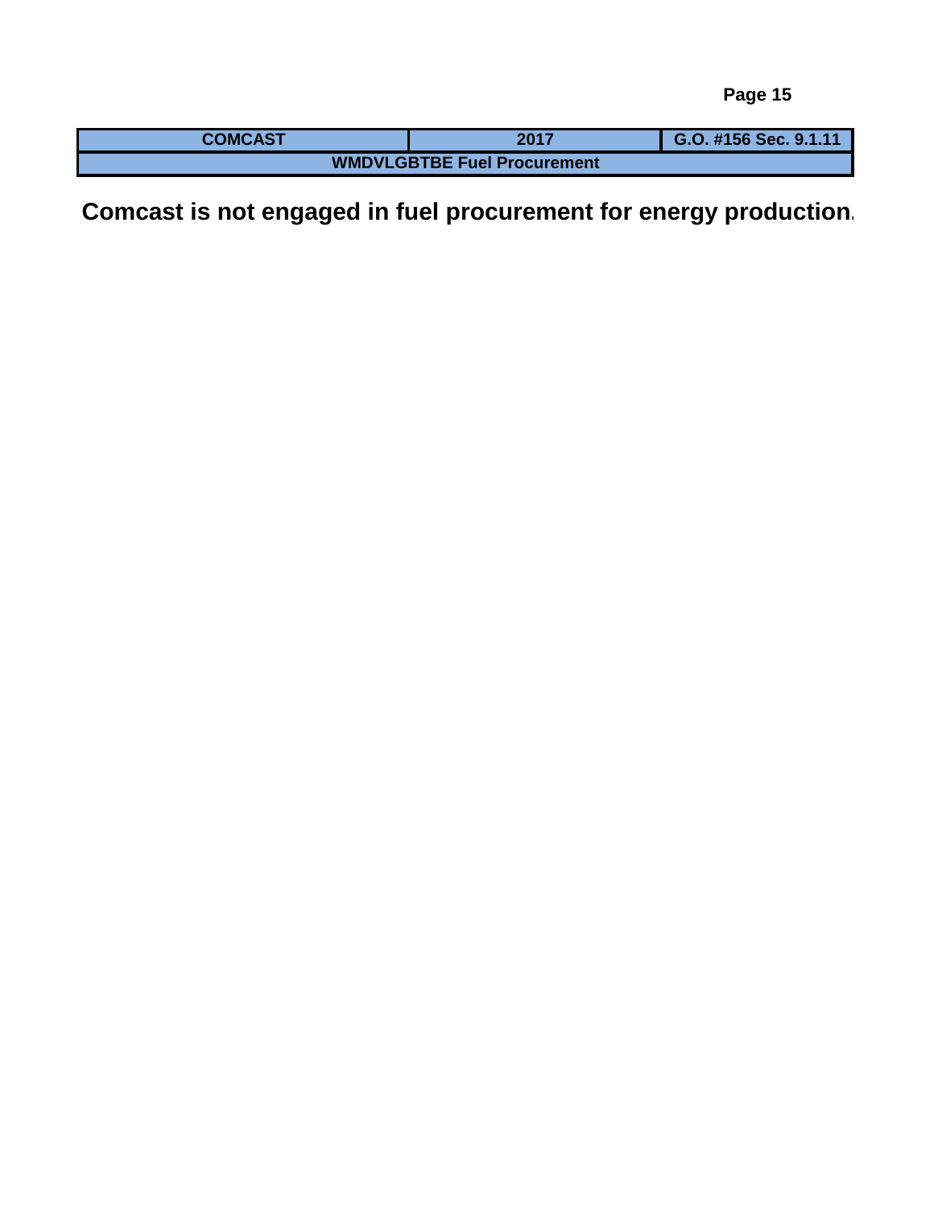| COMCAST | 2017 | G.O. #156 Sec. 9.1.11 |
| --- | --- | --- |
| WMDVLGBTBE Fuel Procurement | | |

**Comcast is not engaged in fuel procurement for energy production.**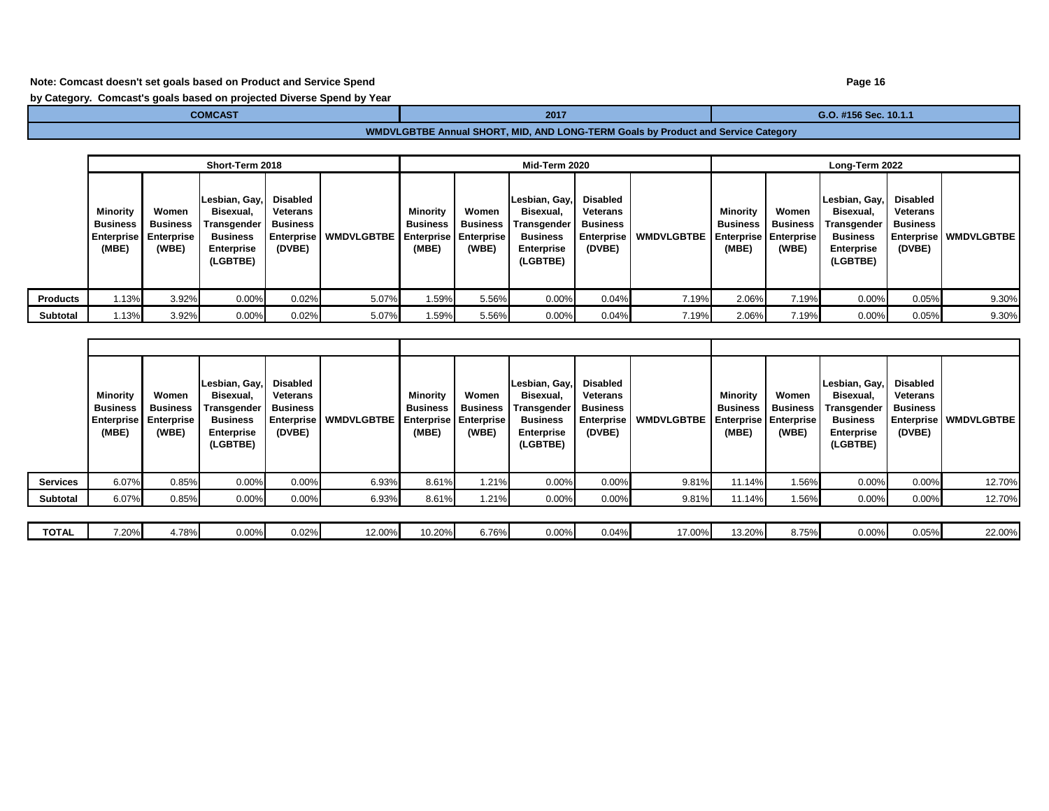**Note: Comcast doesn't set goals based on Product and Service Spend by Category. Comcast's goals based on projected Diverse Spend by Year**

| COMCAST | 2017 | G.O. #156 Sec. 10.1.1 |
|---|---|---|

**WMDVLGBTBE Annual SHORT, MID, AND LONG-TERM Goals by Product and Service Category**

| | Short-Term 2018 | | | | | Mid-Term 2020 | | | | | Long-Term 2022 | | | | |
|---|---|---|---|---|---|---|---|---|---|---|---|---|---|---|---|
| | Minority Business Enterprise (MBE) | Women Business Enterprise (WBE) | Lesbian, Gay, Bisexual, Transgender Business Enterprise (LGBTBE) | Disabled Veterans Business Enterprise (DVBE) | WMDVLGBTBE | Minority Business Enterprise (MBE) | Women Business Enterprise (WBE) | Lesbian, Gay, Bisexual, Transgender Business Enterprise (LGBTBE) | Disabled Veterans Business Enterprise (DVBE) | WMDVLGBTBE | Minority Business Enterprise (MBE) | Women Business Enterprise (WBE) | Lesbian, Gay, Bisexual, Transgender Business Enterprise (LGBTBE) | Disabled Veterans Business Enterprise (DVBE) | WMDVLGBTBE |
| **Products** | 1.13% | 3.92% | 0.00% | 0.02% | 5.07% | 1.59% | 5.56% | 0.00% | 0.04% | 7.19% | 2.06% | 7.19% | 0.00% | 0.05% | 9.30% |
| **Subtotal** | 1.13% | 3.92% | 0.00% | 0.02% | 5.07% | 1.59% | 5.56% | 0.00% | 0.04% | 7.19% | 2.06% | 7.19% | 0.00% | 0.05% | 9.30% |

| | Minority Business Enterprise (MBE) | Women Business Enterprise (WBE) | Lesbian, Gay, Bisexual, Transgender Business Enterprise (LGBTBE) | Disabled Veterans Business Enterprise (DVBE) | WMDVLGBTBE | Minority Business Enterprise (MBE) | Women Business Enterprise (WBE) | Lesbian, Gay, Bisexual, Transgender Business Enterprise (LGBTBE) | Disabled Veterans Business Enterprise (DVBE) | WMDVLGBTBE | Minority Business Enterprise (MBE) | Women Business Enterprise (WBE) | Lesbian, Gay, Bisexual, Transgender Business Enterprise (LGBTBE) | Disabled Veterans Business Enterprise (DVBE) | WMDVLGBTBE |
|---|---|---|---|---|---|---|---|---|---|---|---|---|---|---|---|
| **Services** | 6.07% | 0.85% | 0.00% | 0.00% | 6.93% | 8.61% | 1.21% | 0.00% | 0.00% | 9.81% | 11.14% | 1.56% | 0.00% | 0.00% | 12.70% |
| **Subtotal** | 6.07% | 0.85% | 0.00% | 0.00% | 6.93% | 8.61% | 1.21% | 0.00% | 0.00% | 9.81% | 11.14% | 1.56% | 0.00% | 0.00% | 12.70% |
| **TOTAL** | 7.20% | 4.78% | 0.00% | 0.02% | 12.00% | 10.20% | 6.76% | 0.00% | 0.04% | 17.00% | 13.20% | 8.75% | 0.00% | 0.05% | 22.00% |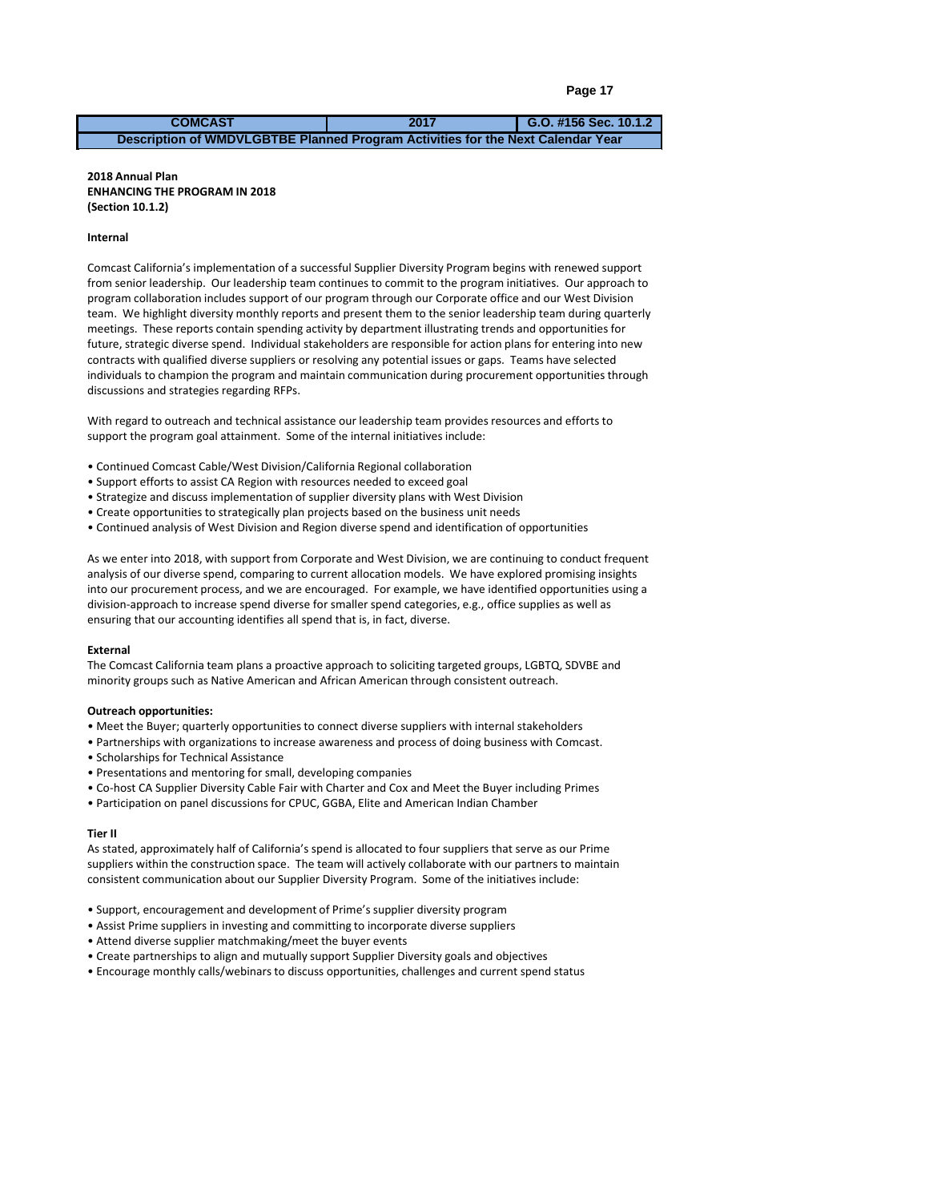| COMCAST | 2017 | G.O. #156 Sec. 10.1.2 |
|---|---|---|
| Description of WMDVLGBTBE Planned Program Activities for the Next Calendar Year | | |

**2018 Annual Plan**
**ENHANCING THE PROGRAM IN 2018**
**(Section 10.1.2)**

**Internal**

Comcast California's implementation of a successful Supplier Diversity Program begins with renewed support from senior leadership. Our leadership team continues to commit to the program initiatives. Our approach to program collaboration includes support of our program through our Corporate office and our West Division team. We highlight diversity monthly reports and present them to the senior leadership team during quarterly meetings. These reports contain spending activity by department illustrating trends and opportunities for future, strategic diverse spend. Individual stakeholders are responsible for action plans for entering into new contracts with qualified diverse suppliers or resolving any potential issues or gaps. Teams have selected individuals to champion the program and maintain communication during procurement opportunities through discussions and strategies regarding RFPs.

With regard to outreach and technical assistance our leadership team provides resources and efforts to support the program goal attainment. Some of the internal initiatives include:

- Continued Comcast Cable/West Division/California Regional collaboration
- Support efforts to assist CA Region with resources needed to exceed goal
- Strategize and discuss implementation of supplier diversity plans with West Division
- Create opportunities to strategically plan projects based on the business unit needs
- Continued analysis of West Division and Region diverse spend and identification of opportunities

As we enter into 2018, with support from Corporate and West Division, we are continuing to conduct frequent analysis of our diverse spend, comparing to current allocation models. We have explored promising insights into our procurement process, and we are encouraged. For example, we have identified opportunities using a division-approach to increase spend diverse for smaller spend categories, e.g., office supplies as well as ensuring that our accounting identifies all spend that is, in fact, diverse.

**External**

The Comcast California team plans a proactive approach to soliciting targeted groups, LGBTQ, SDVBE and minority groups such as Native American and African American through consistent outreach.

**Outreach opportunities:**

- Meet the Buyer; quarterly opportunities to connect diverse suppliers with internal stakeholders
- Partnerships with organizations to increase awareness and process of doing business with Comcast.
- Scholarships for Technical Assistance
- Presentations and mentoring for small, developing companies
- Co-host CA Supplier Diversity Cable Fair with Charter and Cox and Meet the Buyer including Primes
- Participation on panel discussions for CPUC, GGBA, Elite and American Indian Chamber

**Tier II**

As stated, approximately half of California's spend is allocated to four suppliers that serve as our Prime suppliers within the construction space. The team will actively collaborate with our partners to maintain consistent communication about our Supplier Diversity Program. Some of the initiatives include:

- Support, encouragement and development of Prime's supplier diversity program
- Assist Prime suppliers in investing and committing to incorporate diverse suppliers
- Attend diverse supplier matchmaking/meet the buyer events
- Create partnerships to align and mutually support Supplier Diversity goals and objectives
- Encourage monthly calls/webinars to discuss opportunities, challenges and current spend status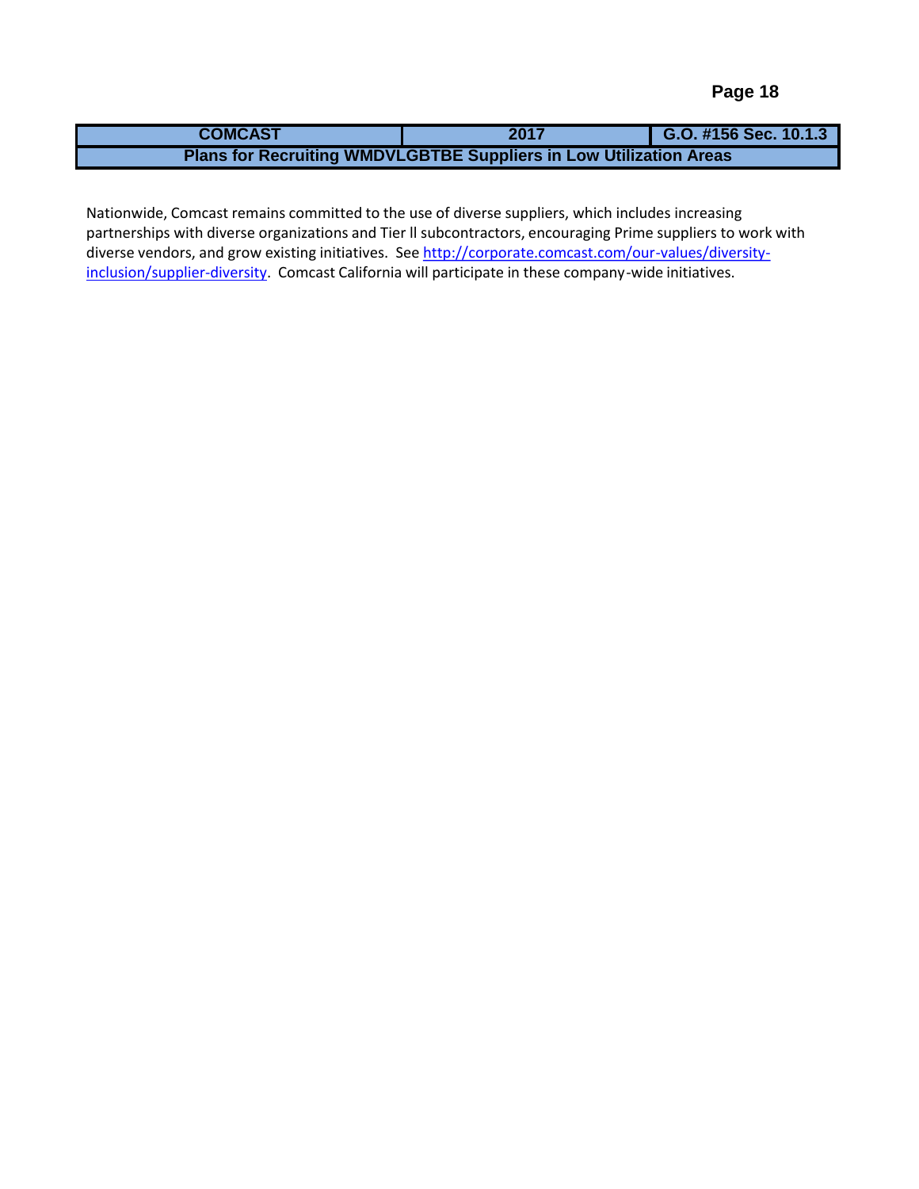| COMCAST | 2017 | G.O. #156 Sec. 10.1.3 |
| --- | --- | --- |
| **Plans for Recruiting WMDVLGBTBE Suppliers in Low Utilization Areas** | | |

Nationwide, Comcast remains committed to the use of diverse suppliers, which includes increasing partnerships with diverse organizations and Tier ll subcontractors, encouraging Prime suppliers to work with diverse vendors, and grow existing initiatives. See http://corporate.comcast.com/our-values/diversity-inclusion/supplier-diversity. Comcast California will participate in these company-wide initiatives.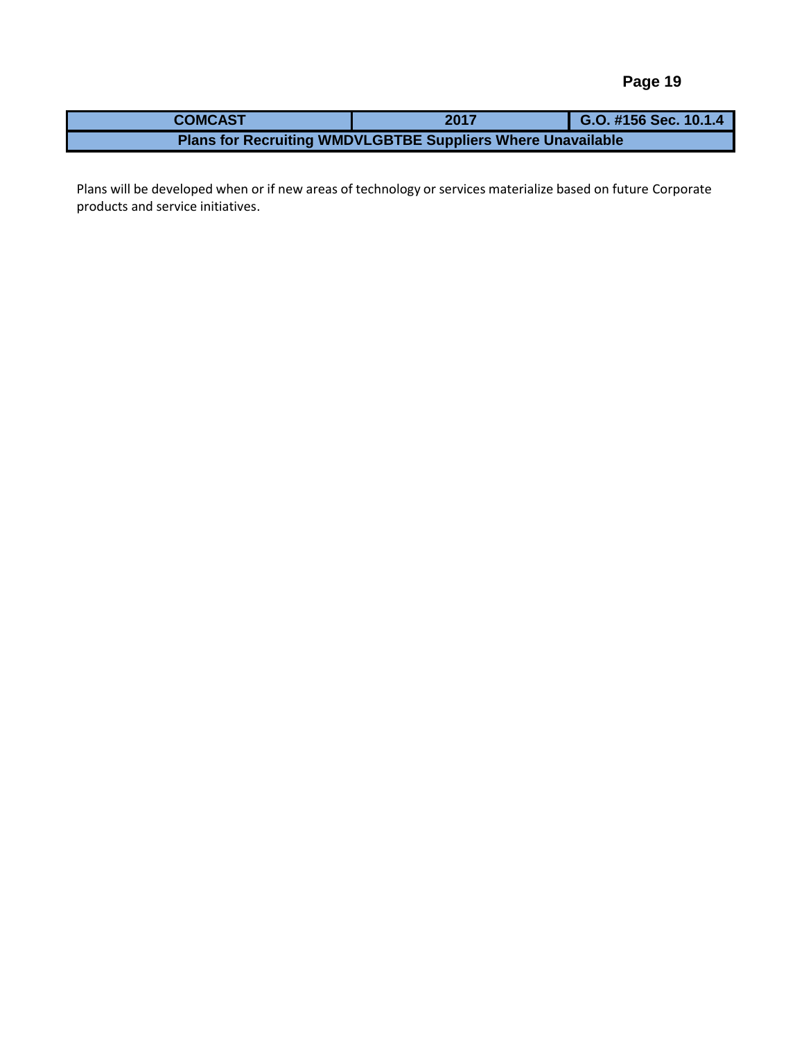| COMCAST | 2017 | G.O. #156 Sec. 10.1.4 |
| --- | --- | --- |
| Plans for Recruiting WMDVLGBTBE Suppliers Where Unavailable | | |

Plans will be developed when or if new areas of technology or services materialize based on future Corporate products and service initiatives.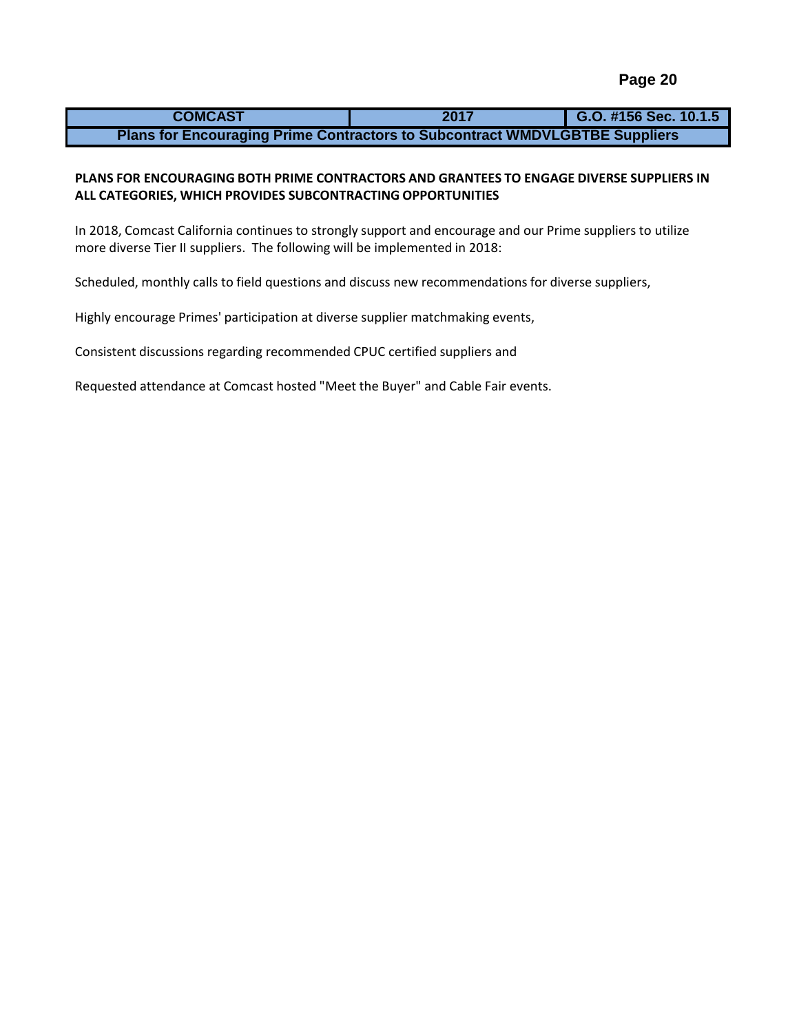| COMCAST | 2017 | G.O. #156 Sec. 10.1.5 |
| --- | --- | --- |
| Plans for Encouraging Prime Contractors to Subcontract WMDVLGBTBE Suppliers | | |

**PLANS FOR ENCOURAGING BOTH PRIME CONTRACTORS AND GRANTEES TO ENGAGE DIVERSE SUPPLIERS IN ALL CATEGORIES, WHICH PROVIDES SUBCONTRACTING OPPORTUNITIES**

In 2018, Comcast California continues to strongly support and encourage and our Prime suppliers to utilize more diverse Tier II suppliers. The following will be implemented in 2018:

Scheduled, monthly calls to field questions and discuss new recommendations for diverse suppliers,

Highly encourage Primes' participation at diverse supplier matchmaking events,

Consistent discussions regarding recommended CPUC certified suppliers and

Requested attendance at Comcast hosted "Meet the Buyer" and Cable Fair events.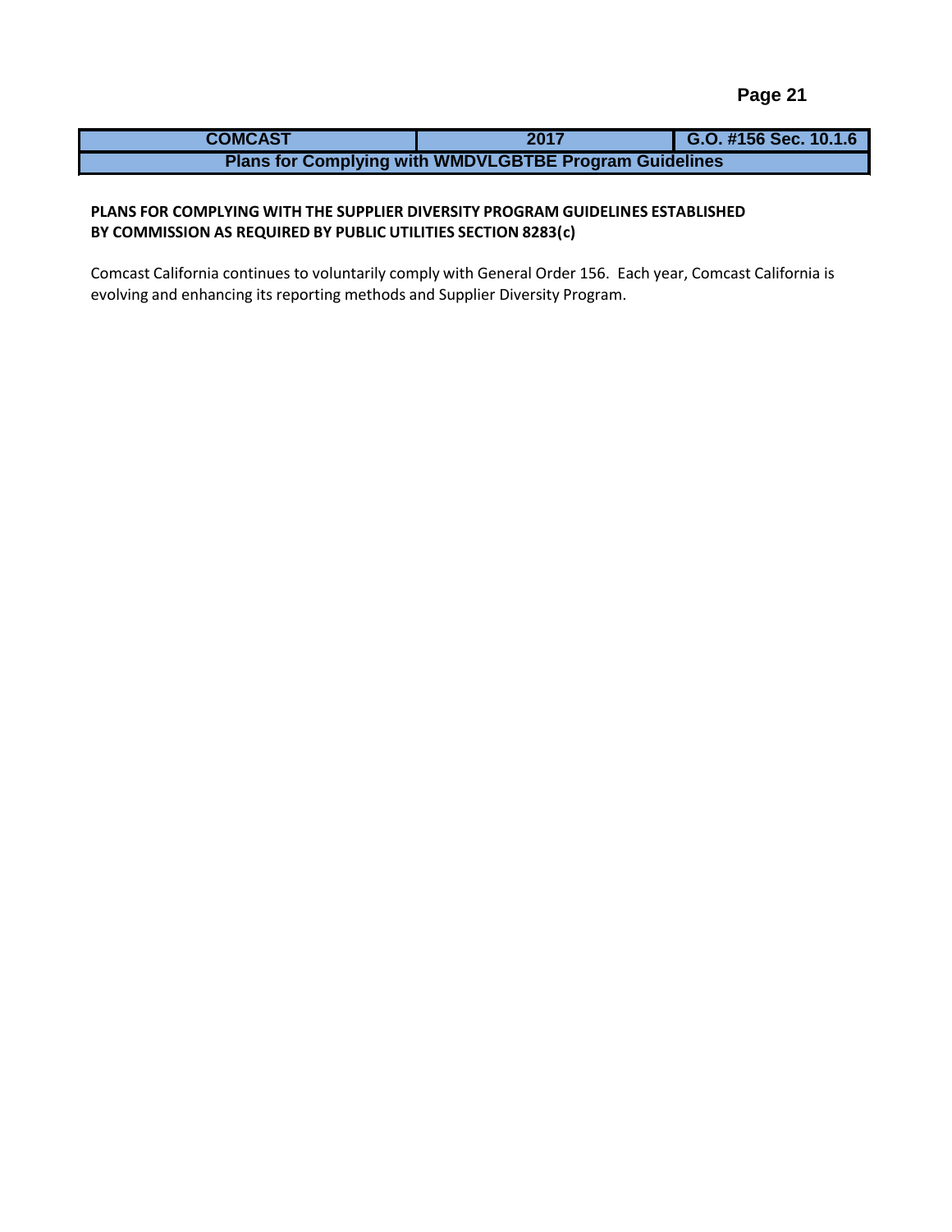| COMCAST | 2017 | G.O. #156 Sec. 10.1.6 |
|---|---|---|
| Plans for Complying with WMDVLGBTBE Program Guidelines | | |

**PLANS FOR COMPLYING WITH THE SUPPLIER DIVERSITY PROGRAM GUIDELINES ESTABLISHED BY COMMISSION AS REQUIRED BY PUBLIC UTILITIES SECTION 8283(c)**

Comcast California continues to voluntarily comply with General Order 156. Each year, Comcast California is evolving and enhancing its reporting methods and Supplier Diversity Program.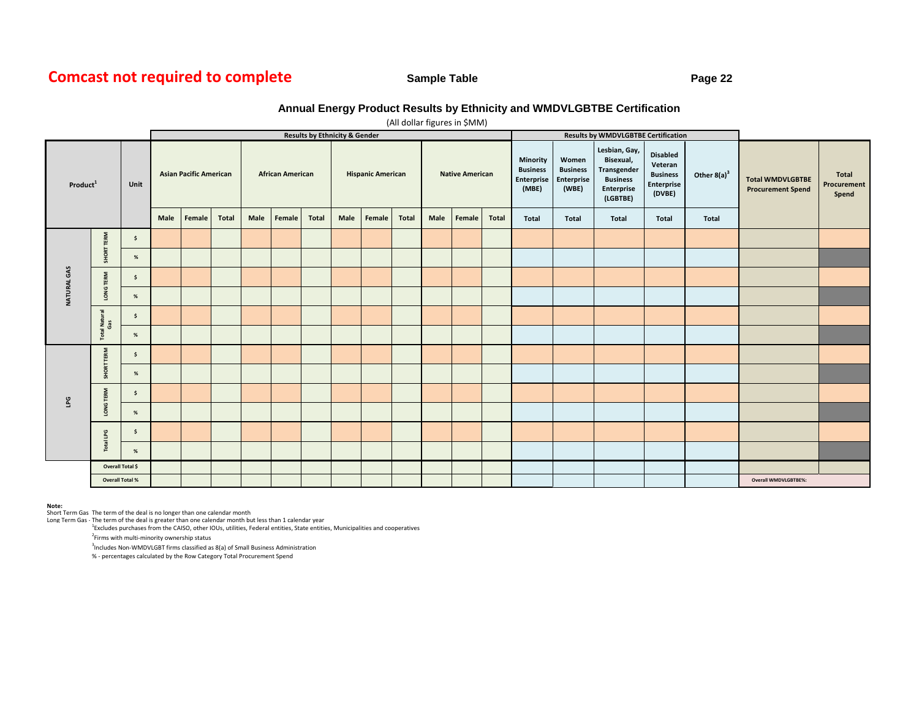**Comcast not required to complete**

**Sample Table**

## Annual Energy Product Results by Ethnicity and WMDVLGBTBE Certification

(All dollar figures in $MM)

| Product[1] | | Unit | Results by Ethnicity & Gender | | | | | | | | | | | | Results by WMDVLGBTBE Certification | | | | | Total WMDVLGBTBE Procurement Spend | Total Procurement Spend |
|---|---|---|---|---|---|---|---|---|---|---|---|---|---|---|---|---|---|---|---|---|---|
| | | | Asian Pacific American | | | African American | | | Hispanic American | | | Native American | | | Minority Business Enterprise (MBE) | Women Business Enterprise (WBE) | Lesbian, Gay, Bisexual, Transgender Business Enterprise (LGBTBE) | Disabled Veteran Business Enterprise (DVBE) | Other 8(a)[3] | | |
| | | | Male | Female | Total | Male | Female | Total | Male | Female | Total | Male | Female | Total | Total | Total | Total | Total | Total | | |
| NATURAL GAS | SHORT TERM | $ | | | | | | | | | | | | | | | | | | | |
| | | % | | | | | | | | | | | | | | | | | | | |
| | LONG TERM | $ | | | | | | | | | | | | | | | | | | | |
| | | % | | | | | | | | | | | | | | | | | | | |
| | Total Natural Gas | $ | | | | | | | | | | | | | | | | | | | |
| | | % | | | | | | | | | | | | | | | | | | | |
| LPG | SHORT TERM | $ | | | | | | | | | | | | | | | | | | | |
| | | % | | | | | | | | | | | | | | | | | | | |
| | LONG TERM | $ | | | | | | | | | | | | | | | | | | | |
| | | % | | | | | | | | | | | | | | | | | | | |
| | Total LPG | $ | | | | | | | | | | | | | | | | | | | |
| | | % | | | | | | | | | | | | | | | | | | | |
| | Overall Total $ | | | | | | | | | | | | | | | | | | | | |
| | Overall Total % | | | | | | | | | | | | | | | | | | | Overall WMDVLGBTBE%: | |

**Note:**

Short Term Gas The term of the deal is no longer than one calendar month

Long Term Gas - The term of the deal is greater than one calendar month but less than 1 calendar year

[1]Excludes purchases from the CAISO, other IOUs, utilities, Federal entities, State entities, Municipalities and cooperatives

[2]Firms with multi-minority ownership status

[3]Includes Non-WMDVLGBT firms classified as 8(a) of Small Business Administration

% - percentages calculated by the Row Category Total Procurement Spend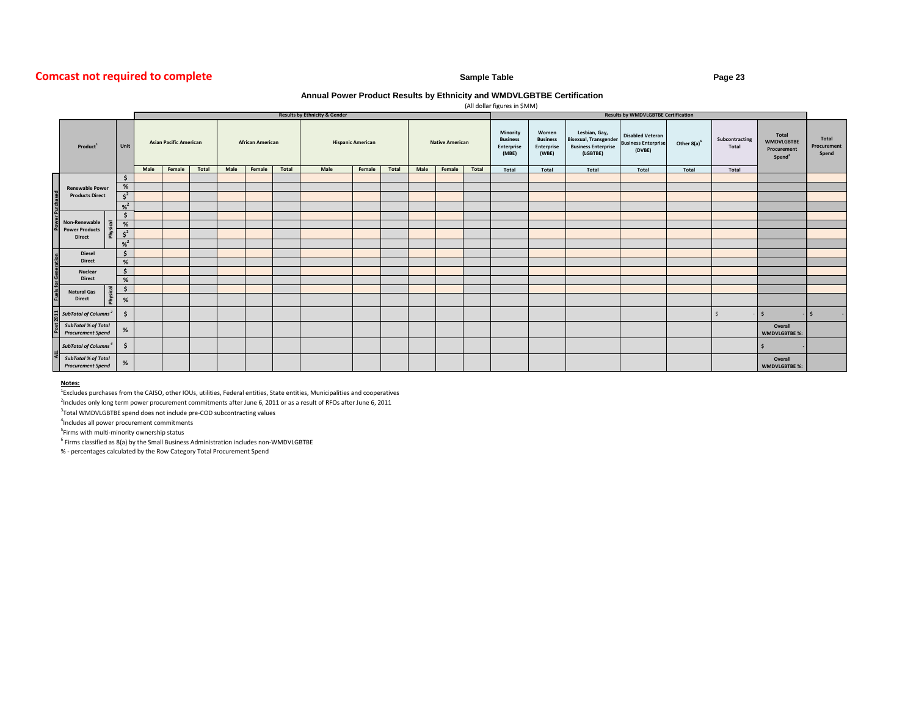**Comcast not required to complete**

Sample Table

## Annual Power Product Results by Ethnicity and WMDVLGBTBE Certification

(All dollar figures in $MM)

| | | | Results by Ethnicity & Gender | | | | | | | | | | | | | Results by WMDVLGBTBE Certification | | | | | | | |
|---|---|---|---|---|---|---|---|---|---|---|---|---|---|---|---|---|---|---|---|---|---|---|---|
| | Product[1] | Unit | Asian Pacific American | | | African American | | | Hispanic American | | | Native American | | | Minority Business Enterprise (MBE) | Women Business Enterprise (WBE) | Lesbian, Gay, Bisexual, Transgender Business Enterprise (LGBTBE) | Disabled Veteran Business Enterprise (DVBE) | Other 8(a)[6] | Subcontracting Total | Total WMDVLGBTBE Procurement Spend[3] | Total Procurement Spend |
| | | | Male | Female | Total | Male | Female | Total | Male | Female | Total | Male | Female | Total | Total | Total | Total | Total | Total | Total | | |
| Power Purchased | Renewable Power Products Direct | $ | | | | | | | | | | | | | | | | | | | | |
| | | % | | | | | | | | | | | | | | | | | | | | |
| | | $[2] | | | | | | | | | | | | | | | | | | | | |
| | | %[2] | | | | | | | | | | | | | | | | | | | | |
| | Non-Renewable Power Products Direct (Physical) | $ | | | | | | | | | | | | | | | | | | | | |
| | | % | | | | | | | | | | | | | | | | | | | | |
| | | $[2] | | | | | | | | | | | | | | | | | | | | |
| | | %[2] | | | | | | | | | | | | | | | | | | | | |
| Fuels for Generation | Diesel Direct | $ | | | | | | | | | | | | | | | | | | | | |
| | | % | | | | | | | | | | | | | | | | | | | | |
| | Nuclear Direct | $ | | | | | | | | | | | | | | | | | | | | |
| | | % | | | | | | | | | | | | | | | | | | | | |
| | Natural Gas Direct (Physical) | $ | | | | | | | | | | | | | | | | | | | | |
| | | % | | | | | | | | | | | | | | | | | | | | |
| Post 2011 | *SubTotal of Columns[2]* | $ | | | | | | | | | | | | | | | | | | $ - | $ - | $ - |
| | *SubTotal % of Total Procurement Spend* | % | | | | | | | | | | | | | | | | | | | Overall WMDVLGBTBE %: | |
| ALL | *SubTotal of Columns[4]* | $ | | | | | | | | | | | | | | | | | | | $ - | |
| | *SubTotal % of Total Procurement Spend* | % | | | | | | | | | | | | | | | | | | | Overall WMDVLGBTBE %: | |

**Notes:**

[1]Excludes purchases from the CAISO, other IOUs, utilities, Federal entities, State entities, Municipalities and cooperatives

[2]Includes only long term power procurement commitments after June 6, 2011 or as a result of RFOs after June 6, 2011

[3]Total WMDVLGBTBE spend does not include pre-COD subcontracting values

[4]Includes all power procurement commitments

[5]Firms with multi-minority ownership status

[6] Firms classified as 8(a) by the Small Business Administration includes non-WMDVLGBTBE

% - percentages calculated by the Row Category Total Procurement Spend